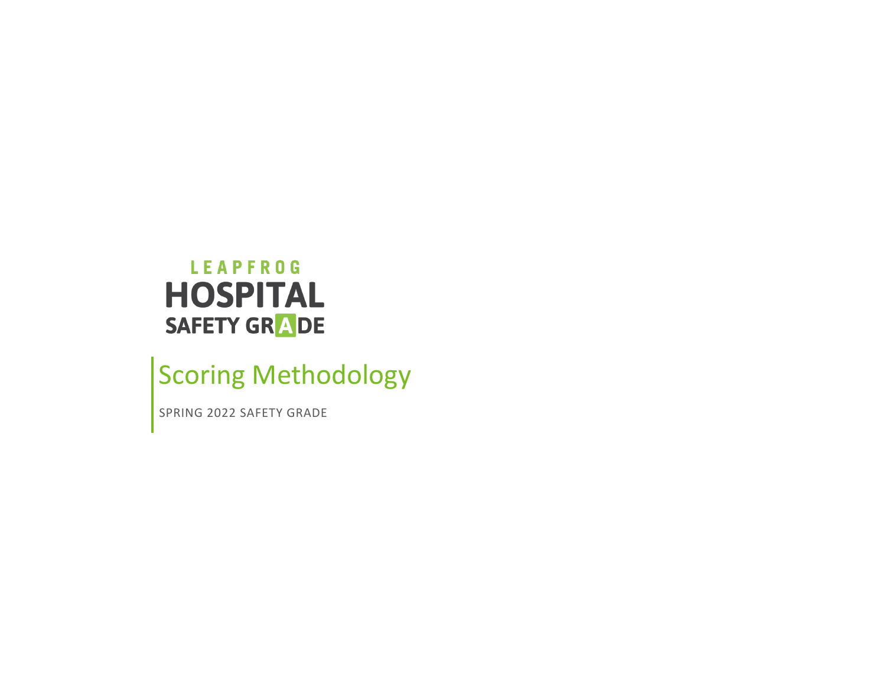LEAPFROG

HOSPITAL

SAFETY GRADE

# Scoring Methodology

SPRING 2022 SAFETY GRADE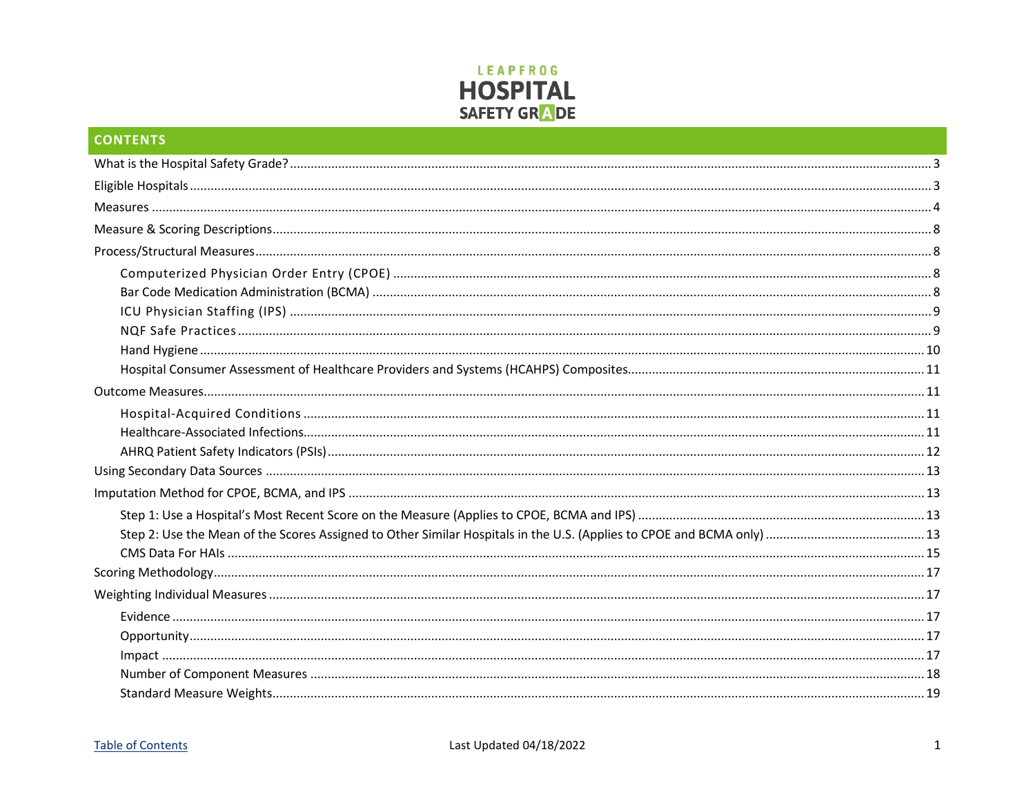**LEAPFROG HOSPITAL SAFETY GRADE**

## CONTENTS

- What is the Hospital Safety Grade? ... 3
- Eligible Hospitals ... 3
- Measures ... 4
- Measure & Scoring Descriptions ... 8
- Process/Structural Measures ... 8
  - Computerized Physician Order Entry (CPOE) ... 8
  - Bar Code Medication Administration (BCMA) ... 8
  - ICU Physician Staffing (IPS) ... 9
  - NQF Safe Practices ... 9
  - Hand Hygiene ... 10
  - Hospital Consumer Assessment of Healthcare Providers and Systems (HCAHPS) Composites ... 11
- Outcome Measures ... 11
  - Hospital-Acquired Conditions ... 11
  - Healthcare-Associated Infections ... 11
  - AHRQ Patient Safety Indicators (PSIs) ... 12
- Using Secondary Data Sources ... 13
- Imputation Method for CPOE, BCMA, and IPS ... 13
  - Step 1: Use a Hospital's Most Recent Score on the Measure (Applies to CPOE, BCMA and IPS) ... 13
  - Step 2: Use the Mean of the Scores Assigned to Other Similar Hospitals in the U.S. (Applies to CPOE and BCMA only) ... 13
  - CMS Data For HAIs ... 15
- Scoring Methodology ... 17
- Weighting Individual Measures ... 17
  - Evidence ... 17
  - Opportunity ... 17
  - Impact ... 17
  - Number of Component Measures ... 18
  - Standard Measure Weights ... 19

Table of Contents

Last Updated 04/18/2022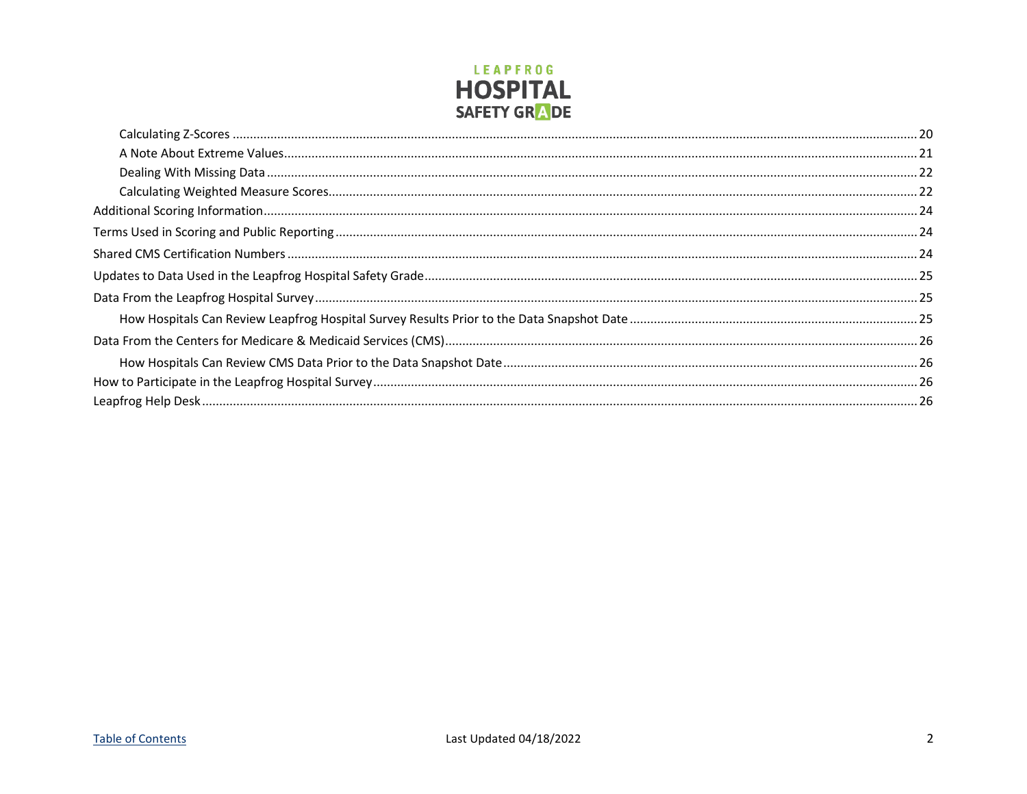- Calculating Z-Scores ........ 20
- A Note About Extreme Values ........ 21
- Dealing With Missing Data ........ 22
- Calculating Weighted Measure Scores ........ 22

Additional Scoring Information ........ 24

Terms Used in Scoring and Public Reporting ........ 24

Shared CMS Certification Numbers ........ 24

Updates to Data Used in the Leapfrog Hospital Safety Grade ........ 25

Data From the Leapfrog Hospital Survey ........ 25

- How Hospitals Can Review Leapfrog Hospital Survey Results Prior to the Data Snapshot Date ........ 25

Data From the Centers for Medicare & Medicaid Services (CMS) ........ 26

- How Hospitals Can Review CMS Data Prior to the Data Snapshot Date ........ 26

How to Participate in the Leapfrog Hospital Survey ........ 26

Leapfrog Help Desk ........ 26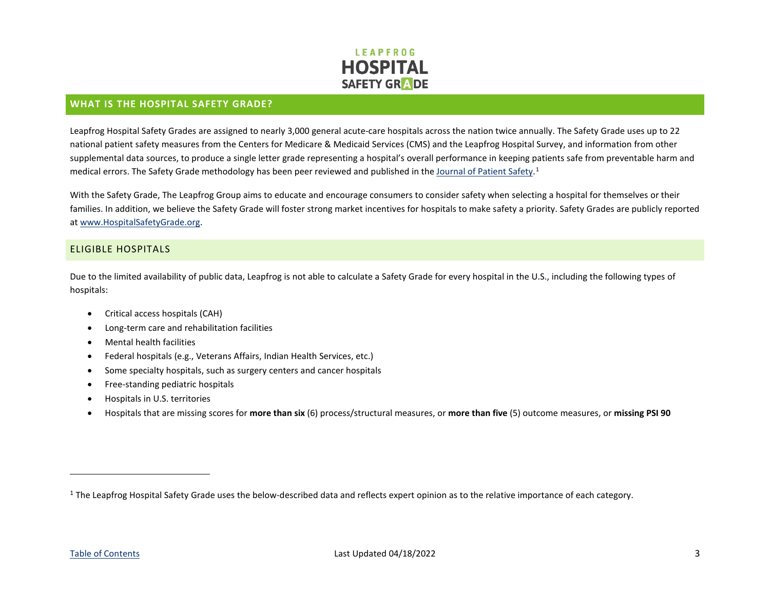## WHAT IS THE HOSPITAL SAFETY GRADE?

Leapfrog Hospital Safety Grades are assigned to nearly 3,000 general acute-care hospitals across the nation twice annually. The Safety Grade uses up to 22 national patient safety measures from the Centers for Medicare & Medicaid Services (CMS) and the Leapfrog Hospital Survey, and information from other supplemental data sources, to produce a single letter grade representing a hospital's overall performance in keeping patients safe from preventable harm and medical errors. The Safety Grade methodology has been peer reviewed and published in the Journal of Patient Safety.[1]

With the Safety Grade, The Leapfrog Group aims to educate and encourage consumers to consider safety when selecting a hospital for themselves or their families. In addition, we believe the Safety Grade will foster strong market incentives for hospitals to make safety a priority. Safety Grades are publicly reported at www.HospitalSafetyGrade.org.

### ELIGIBLE HOSPITALS

Due to the limited availability of public data, Leapfrog is not able to calculate a Safety Grade for every hospital in the U.S., including the following types of hospitals:

- Critical access hospitals (CAH)
- Long-term care and rehabilitation facilities
- Mental health facilities
- Federal hospitals (e.g., Veterans Affairs, Indian Health Services, etc.)
- Some specialty hospitals, such as surgery centers and cancer hospitals
- Free-standing pediatric hospitals
- Hospitals in U.S. territories
- Hospitals that are missing scores for **more than six** (6) process/structural measures, or **more than five** (5) outcome measures, or **missing PSI 90**

[1] The Leapfrog Hospital Safety Grade uses the below-described data and reflects expert opinion as to the relative importance of each category.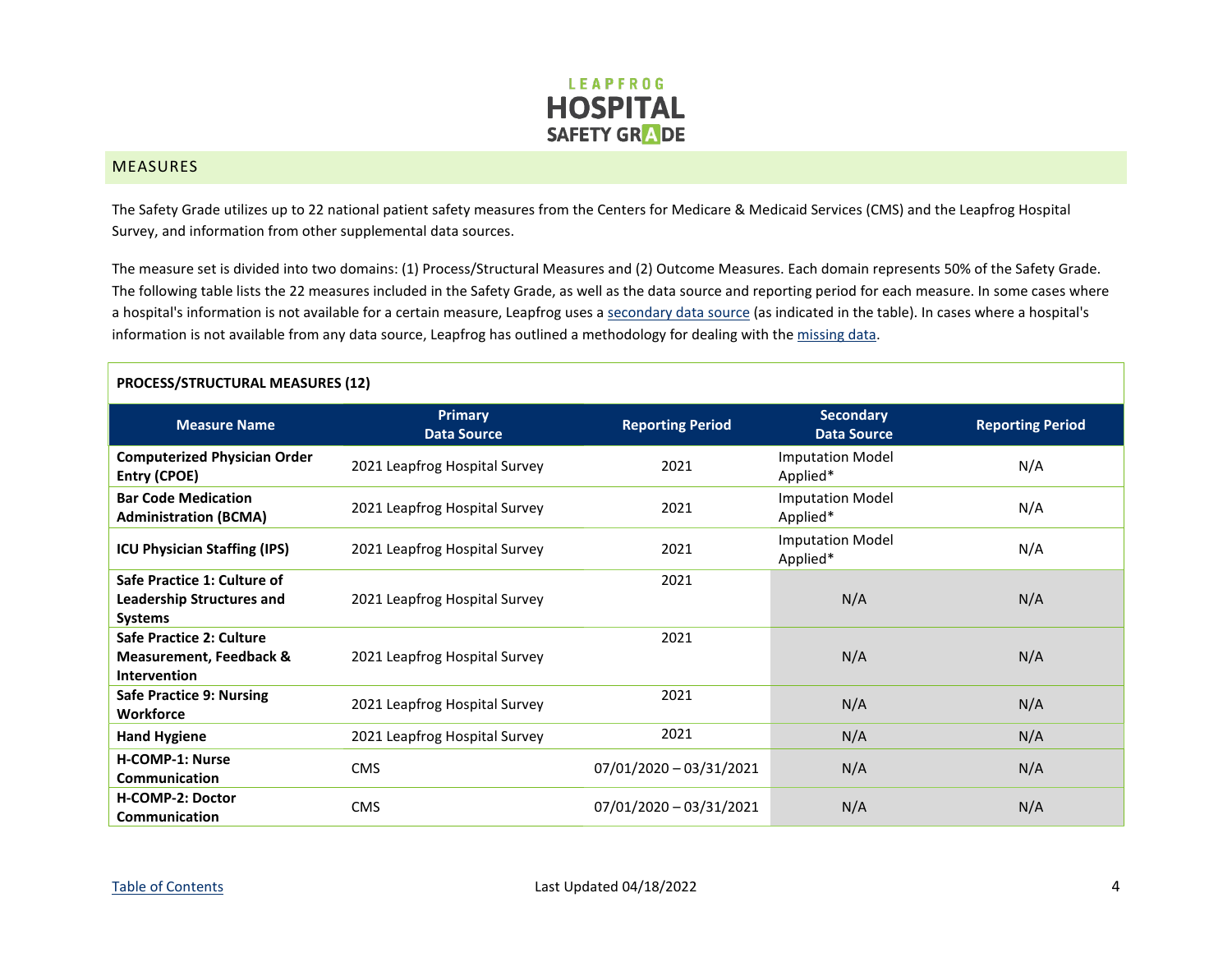## MEASURES

The Safety Grade utilizes up to 22 national patient safety measures from the Centers for Medicare & Medicaid Services (CMS) and the Leapfrog Hospital Survey, and information from other supplemental data sources.

The measure set is divided into two domains: (1) Process/Structural Measures and (2) Outcome Measures. Each domain represents 50% of the Safety Grade. The following table lists the 22 measures included in the Safety Grade, as well as the data source and reporting period for each measure. In some cases where a hospital's information is not available for a certain measure, Leapfrog uses a secondary data source (as indicated in the table). In cases where a hospital's information is not available from any data source, Leapfrog has outlined a methodology for dealing with the missing data.

**PROCESS/STRUCTURAL MEASURES (12)**

| Measure Name | Primary Data Source | Reporting Period | Secondary Data Source | Reporting Period |
|---|---|---|---|---|
| **Computerized Physician Order Entry (CPOE)** | 2021 Leapfrog Hospital Survey | 2021 | Imputation Model Applied* | N/A |
| **Bar Code Medication Administration (BCMA)** | 2021 Leapfrog Hospital Survey | 2021 | Imputation Model Applied* | N/A |
| **ICU Physician Staffing (IPS)** | 2021 Leapfrog Hospital Survey | 2021 | Imputation Model Applied* | N/A |
| **Safe Practice 1: Culture of Leadership Structures and Systems** | 2021 Leapfrog Hospital Survey | 2021 | N/A | N/A |
| **Safe Practice 2: Culture Measurement, Feedback & Intervention** | 2021 Leapfrog Hospital Survey | 2021 | N/A | N/A |
| **Safe Practice 9: Nursing Workforce** | 2021 Leapfrog Hospital Survey | 2021 | N/A | N/A |
| **Hand Hygiene** | 2021 Leapfrog Hospital Survey | 2021 | N/A | N/A |
| **H-COMP-1: Nurse Communication** | CMS | 07/01/2020 – 03/31/2021 | N/A | N/A |
| **H-COMP-2: Doctor Communication** | CMS | 07/01/2020 – 03/31/2021 | N/A | N/A |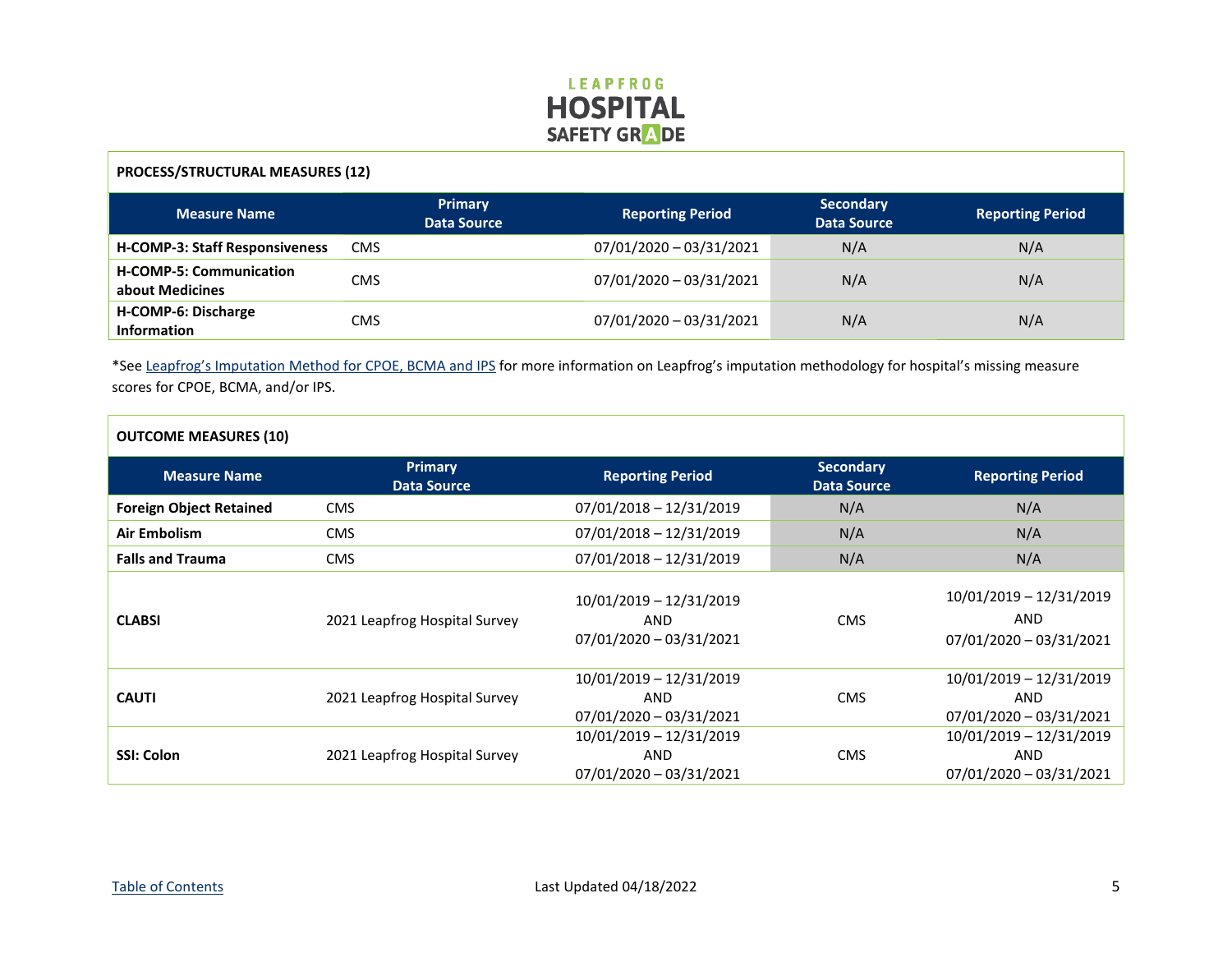**PROCESS/STRUCTURAL MEASURES (12)**

| Measure Name | Primary Data Source | Reporting Period | Secondary Data Source | Reporting Period |
|---|---|---|---|---|
| **H-COMP-3: Staff Responsiveness** | CMS | 07/01/2020 – 03/31/2021 | N/A | N/A |
| **H-COMP-5: Communication about Medicines** | CMS | 07/01/2020 – 03/31/2021 | N/A | N/A |
| **H-COMP-6: Discharge Information** | CMS | 07/01/2020 – 03/31/2021 | N/A | N/A |

*See Leapfrog's Imputation Method for CPOE, BCMA and IPS for more information on Leapfrog's imputation methodology for hospital's missing measure scores for CPOE, BCMA, and/or IPS.

**OUTCOME MEASURES (10)**

| Measure Name | Primary Data Source | Reporting Period | Secondary Data Source | Reporting Period |
|---|---|---|---|---|
| **Foreign Object Retained** | CMS | 07/01/2018 – 12/31/2019 | N/A | N/A |
| **Air Embolism** | CMS | 07/01/2018 – 12/31/2019 | N/A | N/A |
| **Falls and Trauma** | CMS | 07/01/2018 – 12/31/2019 | N/A | N/A |
| **CLABSI** | 2021 Leapfrog Hospital Survey | 10/01/2019 – 12/31/2019 AND 07/01/2020 – 03/31/2021 | CMS | 10/01/2019 – 12/31/2019 AND 07/01/2020 – 03/31/2021 |
| **CAUTI** | 2021 Leapfrog Hospital Survey | 10/01/2019 – 12/31/2019 AND 07/01/2020 – 03/31/2021 | CMS | 10/01/2019 – 12/31/2019 AND 07/01/2020 – 03/31/2021 |
| **SSI: Colon** | 2021 Leapfrog Hospital Survey | 10/01/2019 – 12/31/2019 AND 07/01/2020 – 03/31/2021 | CMS | 10/01/2019 – 12/31/2019 AND 07/01/2020 – 03/31/2021 |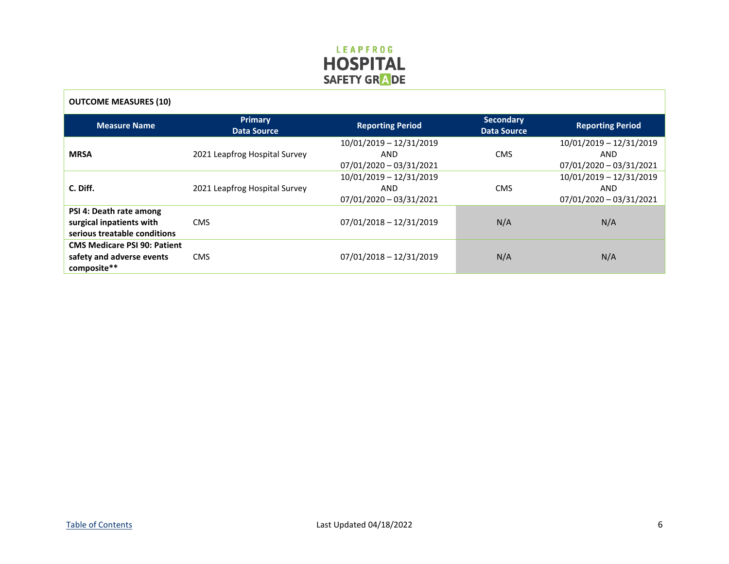**OUTCOME MEASURES (10)**

| Measure Name | Primary Data Source | Reporting Period | Secondary Data Source | Reporting Period |
|---|---|---|---|---|
| **MRSA** | 2021 Leapfrog Hospital Survey | 10/01/2019 – 12/31/2019 AND 07/01/2020 – 03/31/2021 | CMS | 10/01/2019 – 12/31/2019 AND 07/01/2020 – 03/31/2021 |
| **C. Diff.** | 2021 Leapfrog Hospital Survey | 10/01/2019 – 12/31/2019 AND 07/01/2020 – 03/31/2021 | CMS | 10/01/2019 – 12/31/2019 AND 07/01/2020 – 03/31/2021 |
| **PSI 4: Death rate among surgical inpatients with serious treatable conditions** | CMS | 07/01/2018 – 12/31/2019 | N/A | N/A |
| **CMS Medicare PSI 90: Patient safety and adverse events composite**** | CMS | 07/01/2018 – 12/31/2019 | N/A | N/A |

[Table of Contents](#)

Last Updated 04/18/2022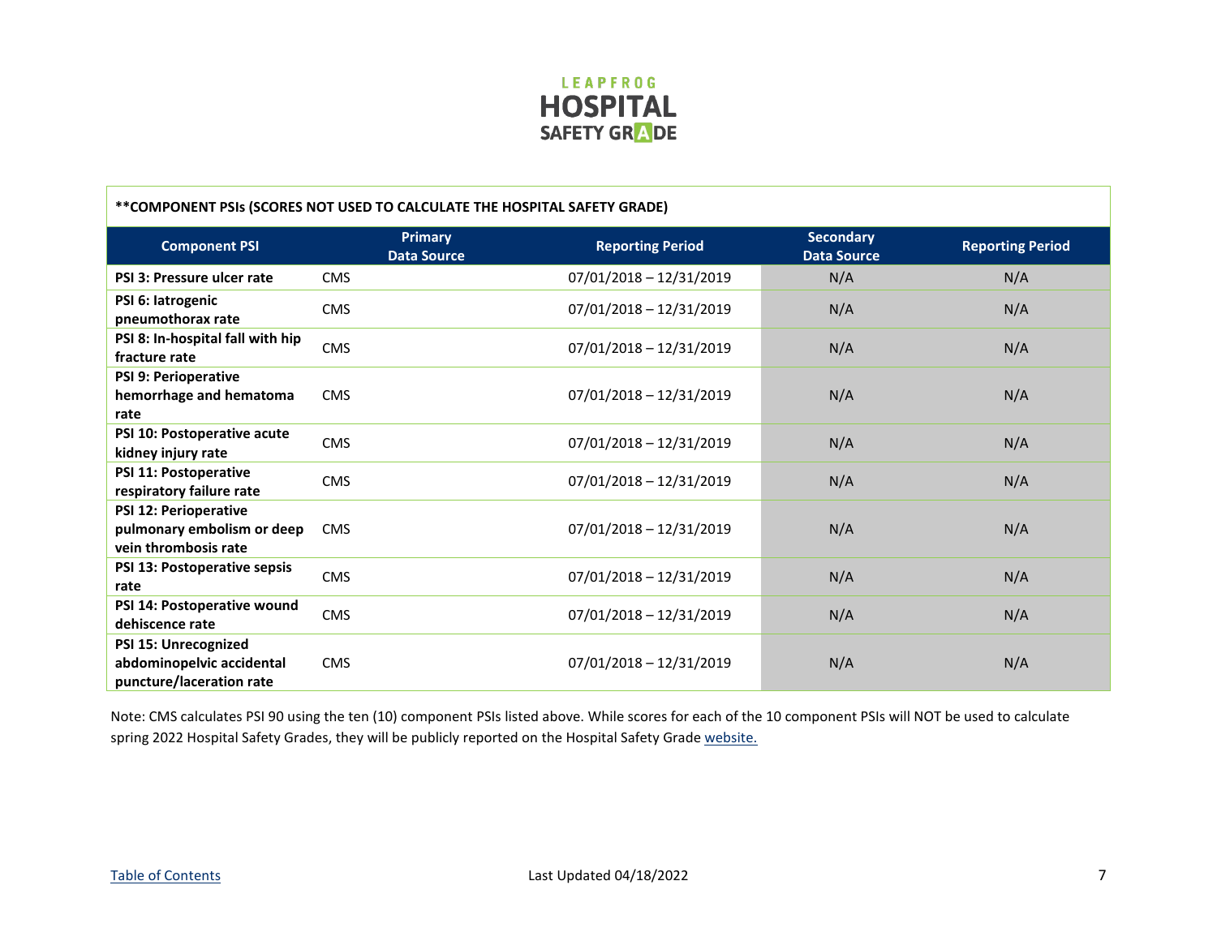| **COMPONENT PSIs (SCORES NOT USED TO CALCULATE THE HOSPITAL SAFETY GRADE) | | | | |
|---|---|---|---|---|
| **Component PSI** | **Primary Data Source** | **Reporting Period** | **Secondary Data Source** | **Reporting Period** |
| **PSI 3: Pressure ulcer rate** | CMS | 07/01/2018 – 12/31/2019 | N/A | N/A |
| **PSI 6: Iatrogenic pneumothorax rate** | CMS | 07/01/2018 – 12/31/2019 | N/A | N/A |
| **PSI 8: In-hospital fall with hip fracture rate** | CMS | 07/01/2018 – 12/31/2019 | N/A | N/A |
| **PSI 9: Perioperative hemorrhage and hematoma rate** | CMS | 07/01/2018 – 12/31/2019 | N/A | N/A |
| **PSI 10: Postoperative acute kidney injury rate** | CMS | 07/01/2018 – 12/31/2019 | N/A | N/A |
| **PSI 11: Postoperative respiratory failure rate** | CMS | 07/01/2018 – 12/31/2019 | N/A | N/A |
| **PSI 12: Perioperative pulmonary embolism or deep vein thrombosis rate** | CMS | 07/01/2018 – 12/31/2019 | N/A | N/A |
| **PSI 13: Postoperative sepsis rate** | CMS | 07/01/2018 – 12/31/2019 | N/A | N/A |
| **PSI 14: Postoperative wound dehiscence rate** | CMS | 07/01/2018 – 12/31/2019 | N/A | N/A |
| **PSI 15: Unrecognized abdominopelvic accidental puncture/laceration rate** | CMS | 07/01/2018 – 12/31/2019 | N/A | N/A |

Note: CMS calculates PSI 90 using the ten (10) component PSIs listed above. While scores for each of the 10 component PSIs will NOT be used to calculate spring 2022 Hospital Safety Grades, they will be publicly reported on the Hospital Safety Grade website.

Table of Contents

Last Updated 04/18/2022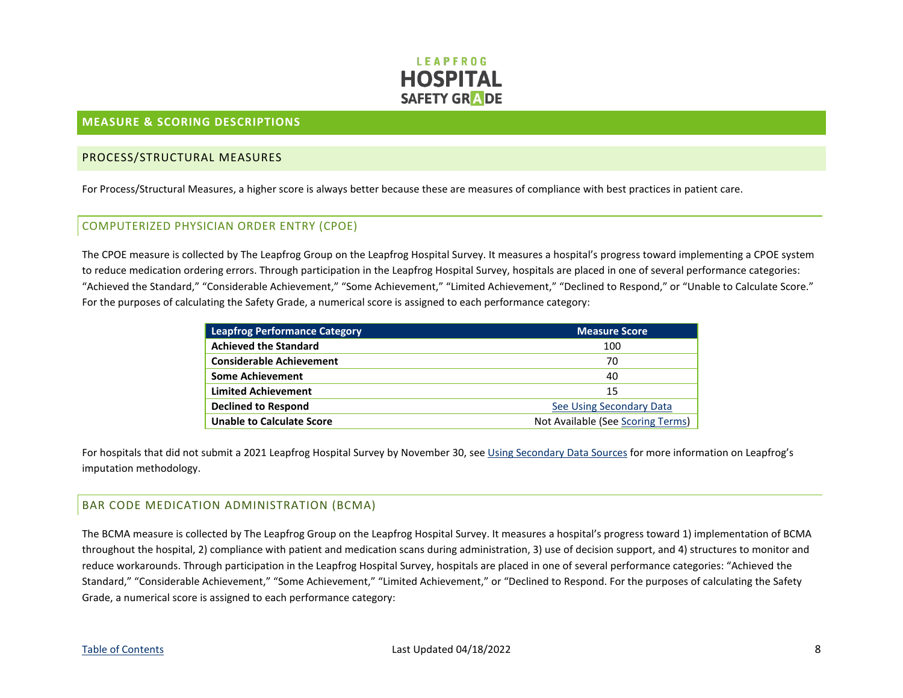## MEASURE & SCORING DESCRIPTIONS

### PROCESS/STRUCTURAL MEASURES

For Process/Structural Measures, a higher score is always better because these are measures of compliance with best practices in patient care.

### COMPUTERIZED PHYSICIAN ORDER ENTRY (CPOE)

The CPOE measure is collected by The Leapfrog Group on the Leapfrog Hospital Survey. It measures a hospital's progress toward implementing a CPOE system to reduce medication ordering errors. Through participation in the Leapfrog Hospital Survey, hospitals are placed in one of several performance categories: "Achieved the Standard," "Considerable Achievement," "Some Achievement," "Limited Achievement," "Declined to Respond," or "Unable to Calculate Score." For the purposes of calculating the Safety Grade, a numerical score is assigned to each performance category:

| Leapfrog Performance Category | Measure Score |
|---|---|
| **Achieved the Standard** | 100 |
| **Considerable Achievement** | 70 |
| **Some Achievement** | 40 |
| **Limited Achievement** | 15 |
| **Declined to Respond** | See Using Secondary Data |
| **Unable to Calculate Score** | Not Available (See Scoring Terms) |

For hospitals that did not submit a 2021 Leapfrog Hospital Survey by November 30, see Using Secondary Data Sources for more information on Leapfrog's imputation methodology.

### BAR CODE MEDICATION ADMINISTRATION (BCMA)

The BCMA measure is collected by The Leapfrog Group on the Leapfrog Hospital Survey. It measures a hospital's progress toward 1) implementation of BCMA throughout the hospital, 2) compliance with patient and medication scans during administration, 3) use of decision support, and 4) structures to monitor and reduce workarounds. Through participation in the Leapfrog Hospital Survey, hospitals are placed in one of several performance categories: "Achieved the Standard," "Considerable Achievement," "Some Achievement," "Limited Achievement," or "Declined to Respond. For the purposes of calculating the Safety Grade, a numerical score is assigned to each performance category: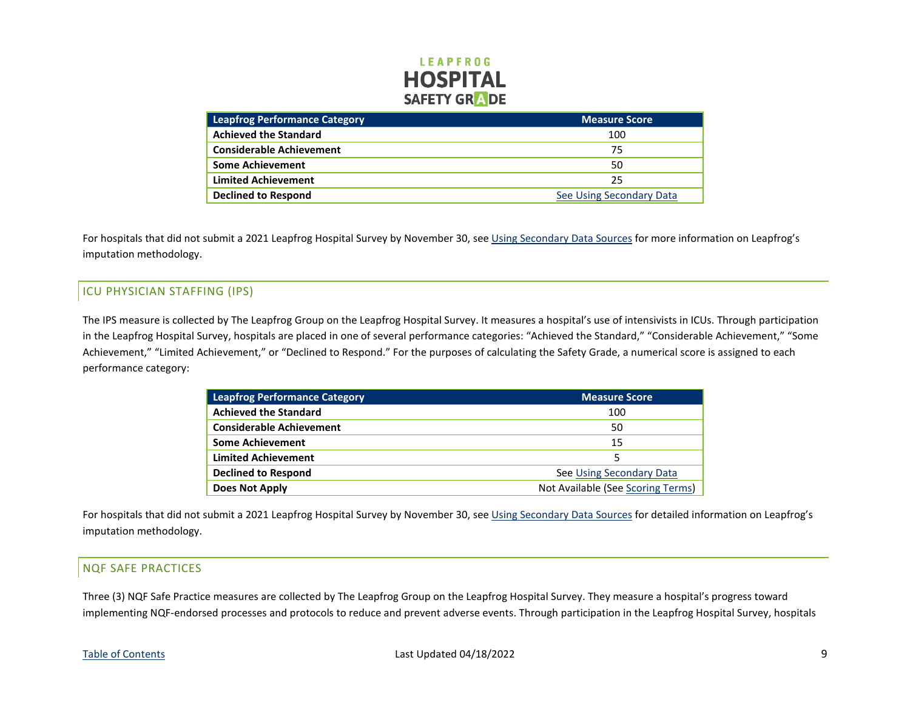| Leapfrog Performance Category | Measure Score |
|---|---|
| **Achieved the Standard** | 100 |
| **Considerable Achievement** | 75 |
| **Some Achievement** | 50 |
| **Limited Achievement** | 25 |
| **Declined to Respond** | See Using Secondary Data |

For hospitals that did not submit a 2021 Leapfrog Hospital Survey by November 30, see Using Secondary Data Sources for more information on Leapfrog's imputation methodology.

## ICU PHYSICIAN STAFFING (IPS)

The IPS measure is collected by The Leapfrog Group on the Leapfrog Hospital Survey. It measures a hospital's use of intensivists in ICUs. Through participation in the Leapfrog Hospital Survey, hospitals are placed in one of several performance categories: "Achieved the Standard," "Considerable Achievement," "Some Achievement," "Limited Achievement," or "Declined to Respond." For the purposes of calculating the Safety Grade, a numerical score is assigned to each performance category:

| Leapfrog Performance Category | Measure Score |
|---|---|
| **Achieved the Standard** | 100 |
| **Considerable Achievement** | 50 |
| **Some Achievement** | 15 |
| **Limited Achievement** | 5 |
| **Declined to Respond** | See Using Secondary Data |
| **Does Not Apply** | Not Available (See Scoring Terms) |

For hospitals that did not submit a 2021 Leapfrog Hospital Survey by November 30, see Using Secondary Data Sources for detailed information on Leapfrog's imputation methodology.

## NQF SAFE PRACTICES

Three (3) NQF Safe Practice measures are collected by The Leapfrog Group on the Leapfrog Hospital Survey. They measure a hospital's progress toward implementing NQF-endorsed processes and protocols to reduce and prevent adverse events. Through participation in the Leapfrog Hospital Survey, hospitals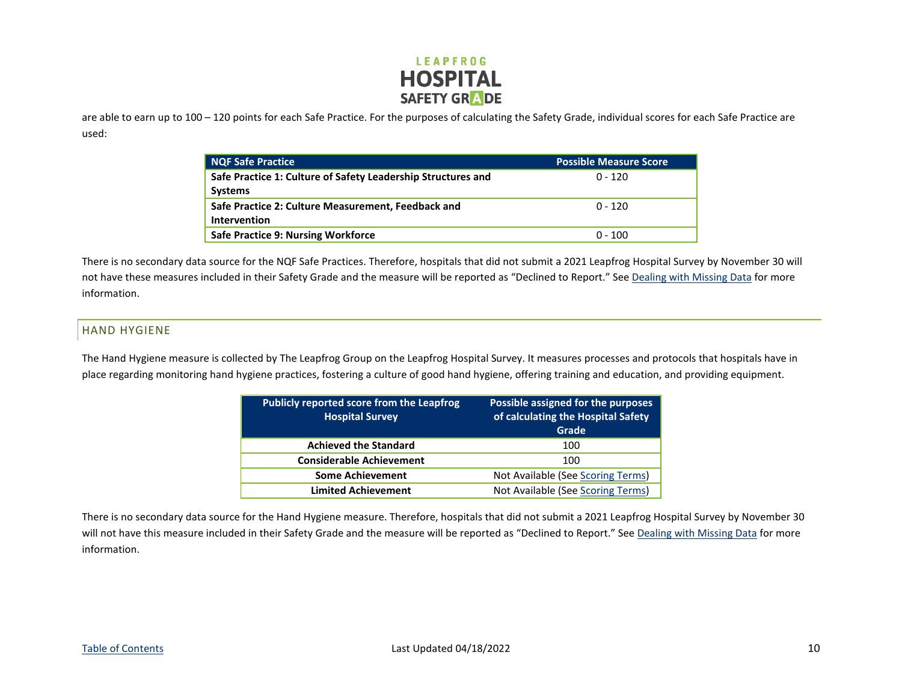are able to earn up to 100 – 120 points for each Safe Practice. For the purposes of calculating the Safety Grade, individual scores for each Safe Practice are used:

| NQF Safe Practice | Possible Measure Score |
|---|---|
| **Safe Practice 1: Culture of Safety Leadership Structures and Systems** | 0 - 120 |
| **Safe Practice 2: Culture Measurement, Feedback and Intervention** | 0 - 120 |
| **Safe Practice 9: Nursing Workforce** | 0 - 100 |

There is no secondary data source for the NQF Safe Practices. Therefore, hospitals that did not submit a 2021 Leapfrog Hospital Survey by November 30 will not have these measures included in their Safety Grade and the measure will be reported as "Declined to Report." See Dealing with Missing Data for more information.

## HAND HYGIENE

The Hand Hygiene measure is collected by The Leapfrog Group on the Leapfrog Hospital Survey. It measures processes and protocols that hospitals have in place regarding monitoring hand hygiene practices, fostering a culture of good hand hygiene, offering training and education, and providing equipment.

| Publicly reported score from the Leapfrog Hospital Survey | Possible assigned for the purposes of calculating the Hospital Safety Grade |
|---|---|
| **Achieved the Standard** | 100 |
| **Considerable Achievement** | 100 |
| **Some Achievement** | Not Available (See Scoring Terms) |
| **Limited Achievement** | Not Available (See Scoring Terms) |

There is no secondary data source for the Hand Hygiene measure. Therefore, hospitals that did not submit a 2021 Leapfrog Hospital Survey by November 30 will not have this measure included in their Safety Grade and the measure will be reported as "Declined to Report." See Dealing with Missing Data for more information.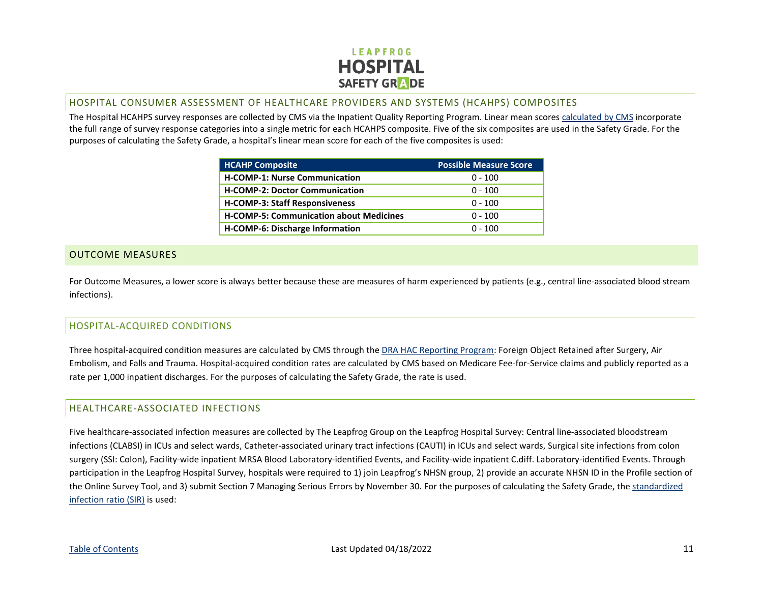## HOSPITAL CONSUMER ASSESSMENT OF HEALTHCARE PROVIDERS AND SYSTEMS (HCAHPS) COMPOSITES

The Hospital HCAHPS survey responses are collected by CMS via the Inpatient Quality Reporting Program. Linear mean scores calculated by CMS incorporate the full range of survey response categories into a single metric for each HCAHPS composite. Five of the six composites are used in the Safety Grade. For the purposes of calculating the Safety Grade, a hospital's linear mean score for each of the five composites is used:

| HCAHP Composite | Possible Measure Score |
|---|---|
| **H-COMP-1: Nurse Communication** | 0 - 100 |
| **H-COMP-2: Doctor Communication** | 0 - 100 |
| **H-COMP-3: Staff Responsiveness** | 0 - 100 |
| **H-COMP-5: Communication about Medicines** | 0 - 100 |
| **H-COMP-6: Discharge Information** | 0 - 100 |

# OUTCOME MEASURES

For Outcome Measures, a lower score is always better because these are measures of harm experienced by patients (e.g., central line-associated blood stream infections).

## HOSPITAL-ACQUIRED CONDITIONS

Three hospital-acquired condition measures are calculated by CMS through the DRA HAC Reporting Program: Foreign Object Retained after Surgery, Air Embolism, and Falls and Trauma. Hospital-acquired condition rates are calculated by CMS based on Medicare Fee-for-Service claims and publicly reported as a rate per 1,000 inpatient discharges. For the purposes of calculating the Safety Grade, the rate is used.

## HEALTHCARE-ASSOCIATED INFECTIONS

Five healthcare-associated infection measures are collected by The Leapfrog Group on the Leapfrog Hospital Survey: Central line-associated bloodstream infections (CLABSI) in ICUs and select wards, Catheter-associated urinary tract infections (CAUTI) in ICUs and select wards, Surgical site infections from colon surgery (SSI: Colon), Facility-wide inpatient MRSA Blood Laboratory-identified Events, and Facility-wide inpatient C.diff. Laboratory-identified Events. Through participation in the Leapfrog Hospital Survey, hospitals were required to 1) join Leapfrog's NHSN group, 2) provide an accurate NHSN ID in the Profile section of the Online Survey Tool, and 3) submit Section 7 Managing Serious Errors by November 30. For the purposes of calculating the Safety Grade, the standardized infection ratio (SIR) is used: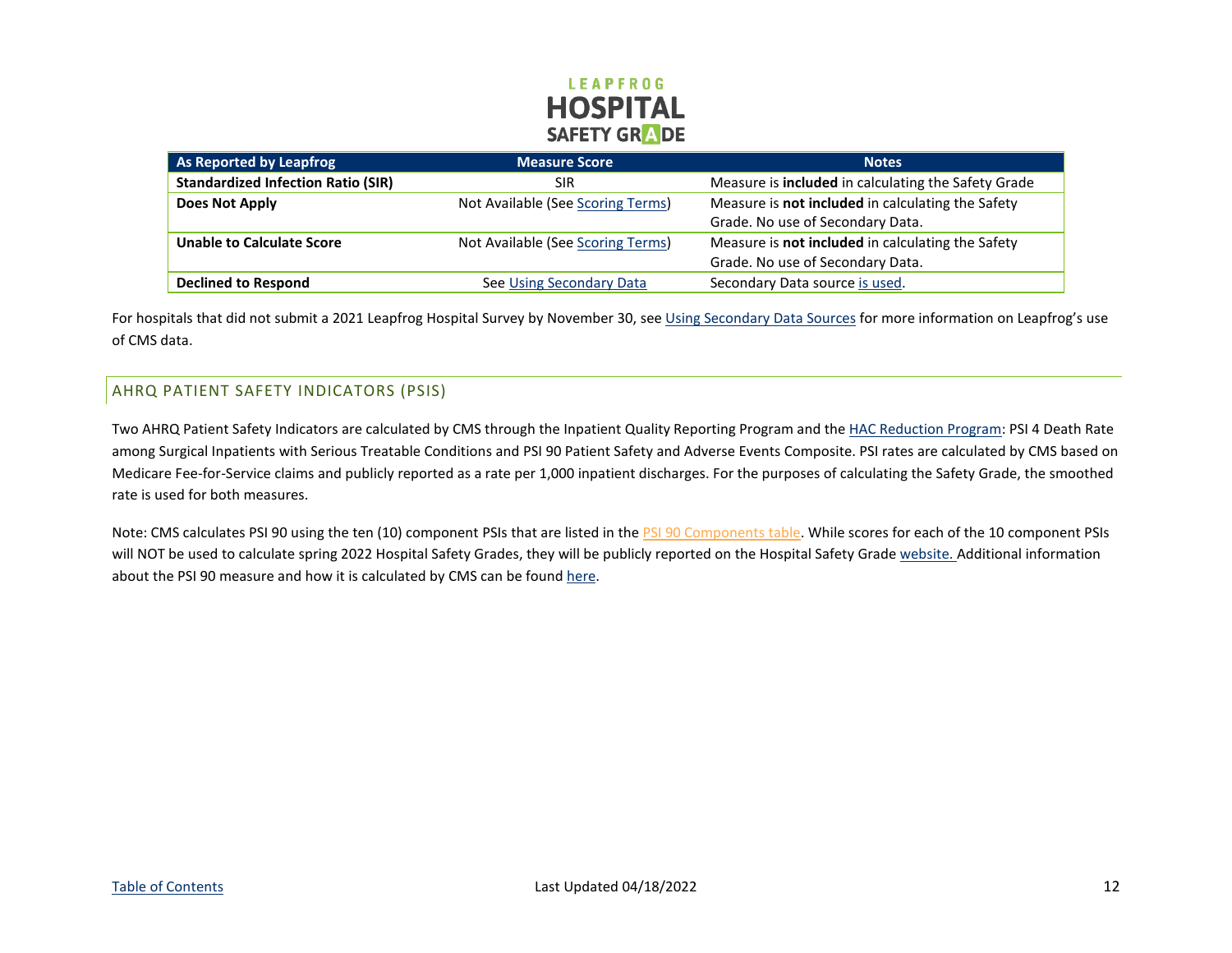| As Reported by Leapfrog | Measure Score | Notes |
|---|---|---|
| **Standardized Infection Ratio (SIR)** | SIR | Measure is **included** in calculating the Safety Grade |
| **Does Not Apply** | Not Available (See Scoring Terms) | Measure is **not included** in calculating the Safety Grade. No use of Secondary Data. |
| **Unable to Calculate Score** | Not Available (See Scoring Terms) | Measure is **not included** in calculating the Safety Grade. No use of Secondary Data. |
| **Declined to Respond** | See Using Secondary Data | Secondary Data source is used. |

For hospitals that did not submit a 2021 Leapfrog Hospital Survey by November 30, see Using Secondary Data Sources for more information on Leapfrog's use of CMS data.

## AHRQ PATIENT SAFETY INDICATORS (PSIS)

Two AHRQ Patient Safety Indicators are calculated by CMS through the Inpatient Quality Reporting Program and the HAC Reduction Program: PSI 4 Death Rate among Surgical Inpatients with Serious Treatable Conditions and PSI 90 Patient Safety and Adverse Events Composite. PSI rates are calculated by CMS based on Medicare Fee-for-Service claims and publicly reported as a rate per 1,000 inpatient discharges. For the purposes of calculating the Safety Grade, the smoothed rate is used for both measures.

Note: CMS calculates PSI 90 using the ten (10) component PSIs that are listed in the PSI 90 Components table. While scores for each of the 10 component PSIs will NOT be used to calculate spring 2022 Hospital Safety Grades, they will be publicly reported on the Hospital Safety Grade website. Additional information about the PSI 90 measure and how it is calculated by CMS can be found here.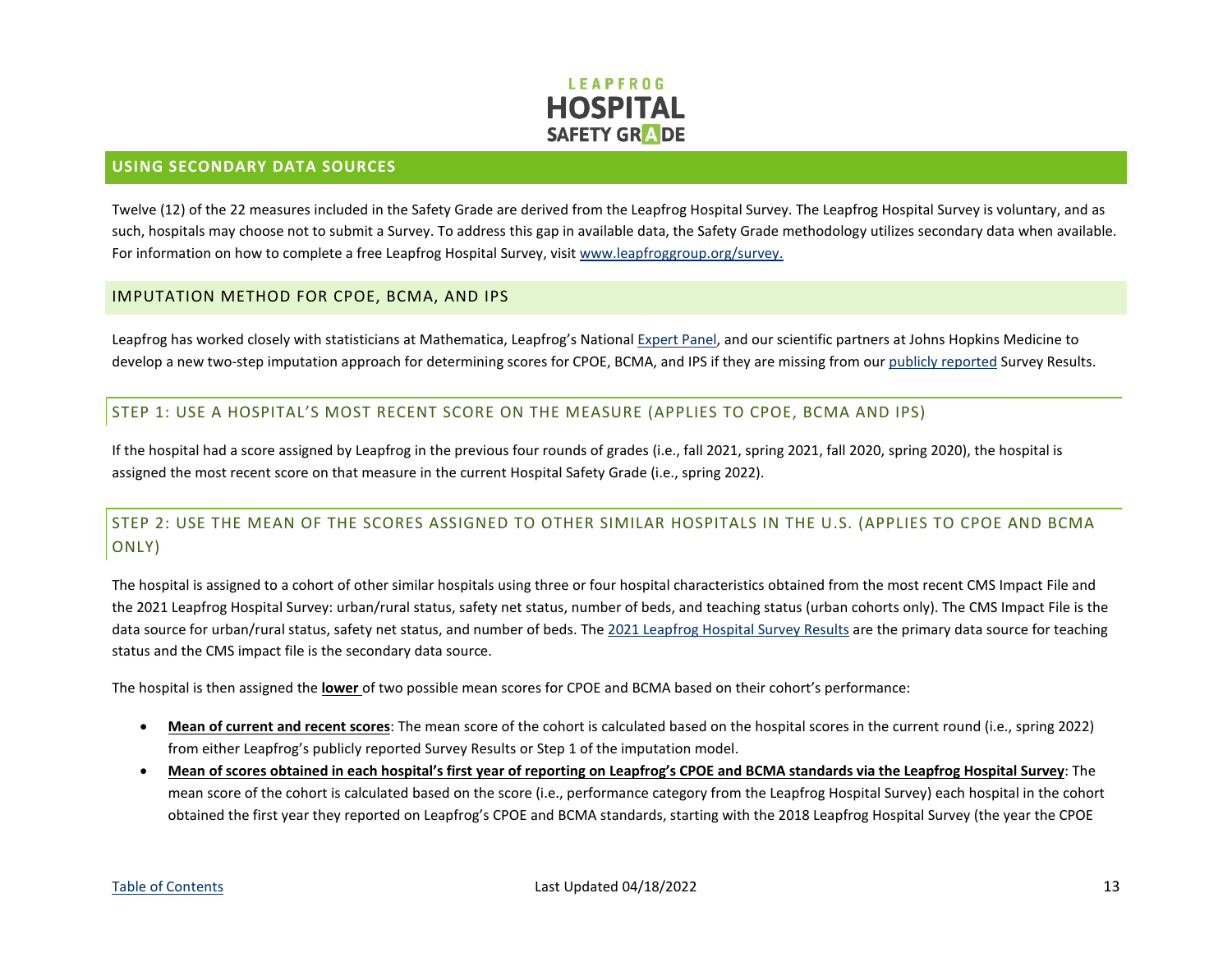## USING SECONDARY DATA SOURCES

Twelve (12) of the 22 measures included in the Safety Grade are derived from the Leapfrog Hospital Survey. The Leapfrog Hospital Survey is voluntary, and as such, hospitals may choose not to submit a Survey. To address this gap in available data, the Safety Grade methodology utilizes secondary data when available. For information on how to complete a free Leapfrog Hospital Survey, visit www.leapfroggroup.org/survey.

### IMPUTATION METHOD FOR CPOE, BCMA, AND IPS

Leapfrog has worked closely with statisticians at Mathematica, Leapfrog's National Expert Panel, and our scientific partners at Johns Hopkins Medicine to develop a new two-step imputation approach for determining scores for CPOE, BCMA, and IPS if they are missing from our publicly reported Survey Results.

#### STEP 1: USE A HOSPITAL'S MOST RECENT SCORE ON THE MEASURE (APPLIES TO CPOE, BCMA AND IPS)

If the hospital had a score assigned by Leapfrog in the previous four rounds of grades (i.e., fall 2021, spring 2021, fall 2020, spring 2020), the hospital is assigned the most recent score on that measure in the current Hospital Safety Grade (i.e., spring 2022).

#### STEP 2: USE THE MEAN OF THE SCORES ASSIGNED TO OTHER SIMILAR HOSPITALS IN THE U.S. (APPLIES TO CPOE AND BCMA ONLY)

The hospital is assigned to a cohort of other similar hospitals using three or four hospital characteristics obtained from the most recent CMS Impact File and the 2021 Leapfrog Hospital Survey: urban/rural status, safety net status, number of beds, and teaching status (urban cohorts only). The CMS Impact File is the data source for urban/rural status, safety net status, and number of beds. The 2021 Leapfrog Hospital Survey Results are the primary data source for teaching status and the CMS impact file is the secondary data source.

The hospital is then assigned the **lower** of two possible mean scores for CPOE and BCMA based on their cohort's performance:

- **Mean of current and recent scores**: The mean score of the cohort is calculated based on the hospital scores in the current round (i.e., spring 2022) from either Leapfrog's publicly reported Survey Results or Step 1 of the imputation model.
- **Mean of scores obtained in each hospital's first year of reporting on Leapfrog's CPOE and BCMA standards via the Leapfrog Hospital Survey**: The mean score of the cohort is calculated based on the score (i.e., performance category from the Leapfrog Hospital Survey) each hospital in the cohort obtained the first year they reported on Leapfrog's CPOE and BCMA standards, starting with the 2018 Leapfrog Hospital Survey (the year the CPOE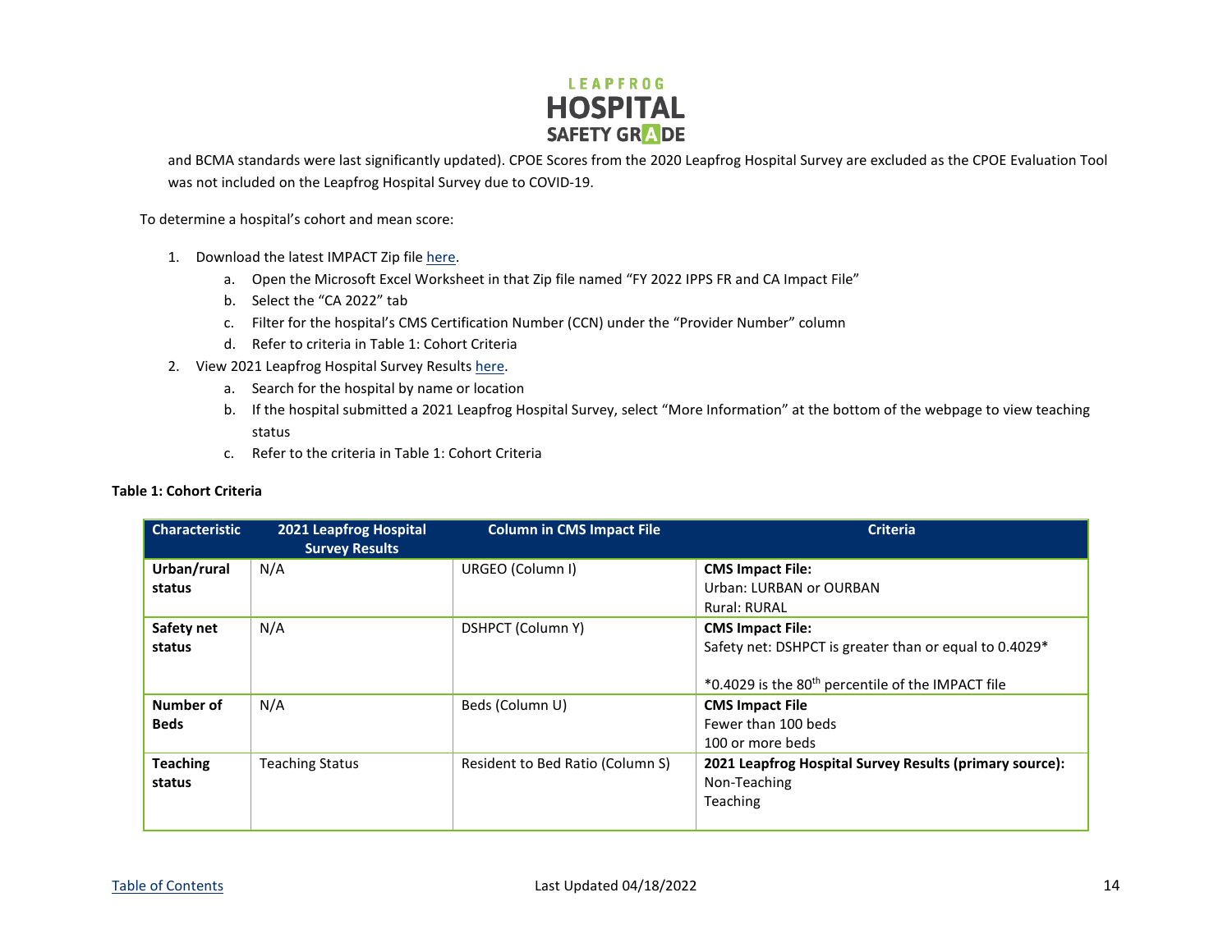and BCMA standards were last significantly updated). CPOE Scores from the 2020 Leapfrog Hospital Survey are excluded as the CPOE Evaluation Tool was not included on the Leapfrog Hospital Survey due to COVID-19.

To determine a hospital's cohort and mean score:

1. Download the latest IMPACT Zip file here.
   a. Open the Microsoft Excel Worksheet in that Zip file named "FY 2022 IPPS FR and CA Impact File"
   b. Select the "CA 2022" tab
   c. Filter for the hospital's CMS Certification Number (CCN) under the "Provider Number" column
   d. Refer to criteria in Table 1: Cohort Criteria
2. View 2021 Leapfrog Hospital Survey Results here.
   a. Search for the hospital by name or location
   b. If the hospital submitted a 2021 Leapfrog Hospital Survey, select "More Information" at the bottom of the webpage to view teaching status
   c. Refer to the criteria in Table 1: Cohort Criteria

**Table 1: Cohort Criteria**

| Characteristic | 2021 Leapfrog Hospital Survey Results | Column in CMS Impact File | Criteria |
|---|---|---|---|
| **Urban/rural status** | N/A | URGEO (Column I) | **CMS Impact File:**<br>Urban: LURBAN or OURBAN<br>Rural: RURAL |
| **Safety net status** | N/A | DSHPCT (Column Y) | **CMS Impact File:**<br>Safety net: DSHPCT is greater than or equal to 0.4029*<br><br>*0.4029 is the 80th percentile of the IMPACT file |
| **Number of Beds** | N/A | Beds (Column U) | **CMS Impact File**<br>Fewer than 100 beds<br>100 or more beds |
| **Teaching status** | Teaching Status | Resident to Bed Ratio (Column S) | **2021 Leapfrog Hospital Survey Results (primary source):**<br>Non-Teaching<br>Teaching |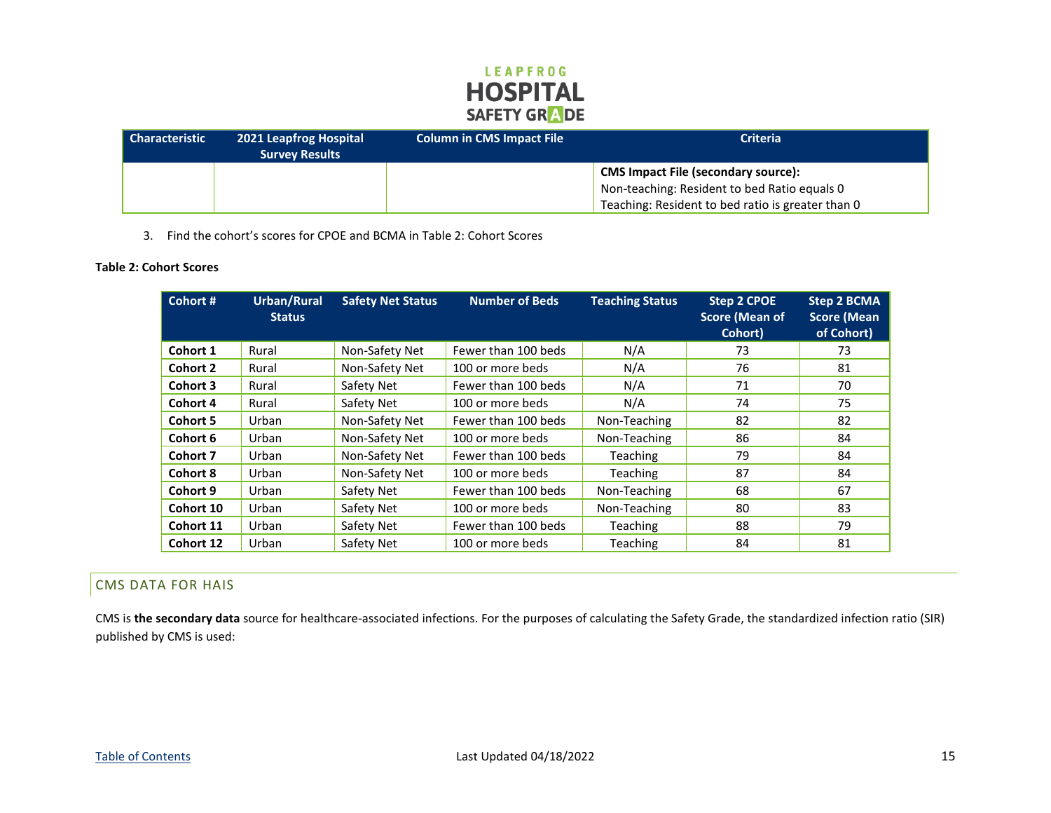| Characteristic | 2021 Leapfrog Hospital Survey Results | Column in CMS Impact File | Criteria |
|---|---|---|---|
| | | | **CMS Impact File (secondary source):**<br>Non-teaching: Resident to bed Ratio equals 0<br>Teaching: Resident to bed ratio is greater than 0 |

3. Find the cohort's scores for CPOE and BCMA in Table 2: Cohort Scores

**Table 2: Cohort Scores**

| Cohort # | Urban/Rural Status | Safety Net Status | Number of Beds | Teaching Status | Step 2 CPOE Score (Mean of Cohort) | Step 2 BCMA Score (Mean of Cohort) |
|---|---|---|---|---|---|---|
| **Cohort 1** | Rural | Non-Safety Net | Fewer than 100 beds | N/A | 73 | 73 |
| **Cohort 2** | Rural | Non-Safety Net | 100 or more beds | N/A | 76 | 81 |
| **Cohort 3** | Rural | Safety Net | Fewer than 100 beds | N/A | 71 | 70 |
| **Cohort 4** | Rural | Safety Net | 100 or more beds | N/A | 74 | 75 |
| **Cohort 5** | Urban | Non-Safety Net | Fewer than 100 beds | Non-Teaching | 82 | 82 |
| **Cohort 6** | Urban | Non-Safety Net | 100 or more beds | Non-Teaching | 86 | 84 |
| **Cohort 7** | Urban | Non-Safety Net | Fewer than 100 beds | Teaching | 79 | 84 |
| **Cohort 8** | Urban | Non-Safety Net | 100 or more beds | Teaching | 87 | 84 |
| **Cohort 9** | Urban | Safety Net | Fewer than 100 beds | Non-Teaching | 68 | 67 |
| **Cohort 10** | Urban | Safety Net | 100 or more beds | Non-Teaching | 80 | 83 |
| **Cohort 11** | Urban | Safety Net | Fewer than 100 beds | Teaching | 88 | 79 |
| **Cohort 12** | Urban | Safety Net | 100 or more beds | Teaching | 84 | 81 |

## CMS DATA FOR HAIS

CMS is **the secondary data** source for healthcare-associated infections. For the purposes of calculating the Safety Grade, the standardized infection ratio (SIR) published by CMS is used: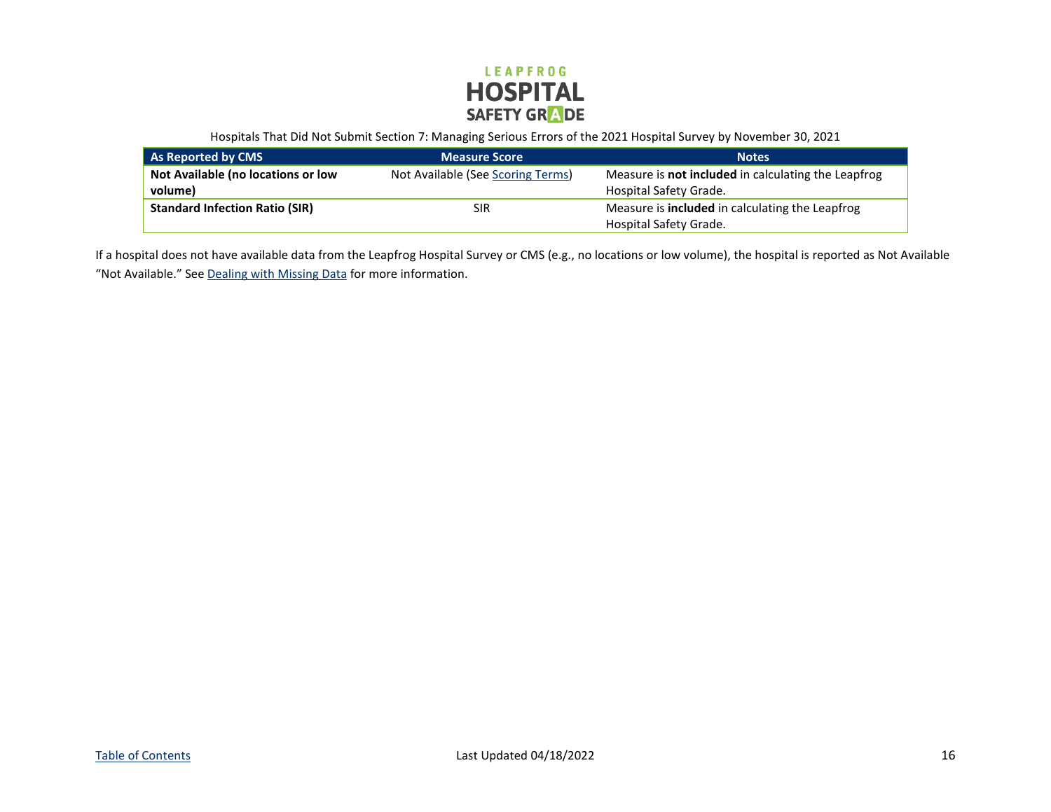Hospitals That Did Not Submit Section 7: Managing Serious Errors of the 2021 Hospital Survey by November 30, 2021

| As Reported by CMS | Measure Score | Notes |
|---|---|---|
| **Not Available (no locations or low volume)** | Not Available (See Scoring Terms) | Measure is **not included** in calculating the Leapfrog Hospital Safety Grade. |
| **Standard Infection Ratio (SIR)** | SIR | Measure is **included** in calculating the Leapfrog Hospital Safety Grade. |

If a hospital does not have available data from the Leapfrog Hospital Survey or CMS (e.g., no locations or low volume), the hospital is reported as Not Available "Not Available." See Dealing with Missing Data for more information.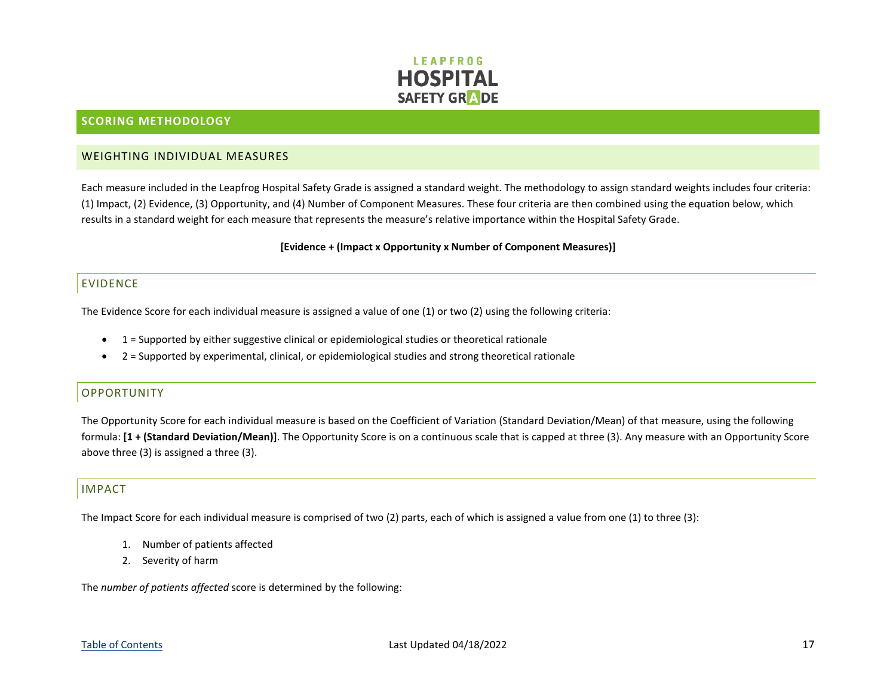## SCORING METHODOLOGY

### WEIGHTING INDIVIDUAL MEASURES

Each measure included in the Leapfrog Hospital Safety Grade is assigned a standard weight. The methodology to assign standard weights includes four criteria: (1) Impact, (2) Evidence, (3) Opportunity, and (4) Number of Component Measures. These four criteria are then combined using the equation below, which results in a standard weight for each measure that represents the measure's relative importance within the Hospital Safety Grade.

**[Evidence + (Impact x Opportunity x Number of Component Measures)]**

#### EVIDENCE

The Evidence Score for each individual measure is assigned a value of one (1) or two (2) using the following criteria:

- 1 = Supported by either suggestive clinical or epidemiological studies or theoretical rationale
- 2 = Supported by experimental, clinical, or epidemiological studies and strong theoretical rationale

#### OPPORTUNITY

The Opportunity Score for each individual measure is based on the Coefficient of Variation (Standard Deviation/Mean) of that measure, using the following formula: **[1 + (Standard Deviation/Mean)]**. The Opportunity Score is on a continuous scale that is capped at three (3). Any measure with an Opportunity Score above three (3) is assigned a three (3).

#### IMPACT

The Impact Score for each individual measure is comprised of two (2) parts, each of which is assigned a value from one (1) to three (3):

1. Number of patients affected
2. Severity of harm

The *number of patients affected* score is determined by the following: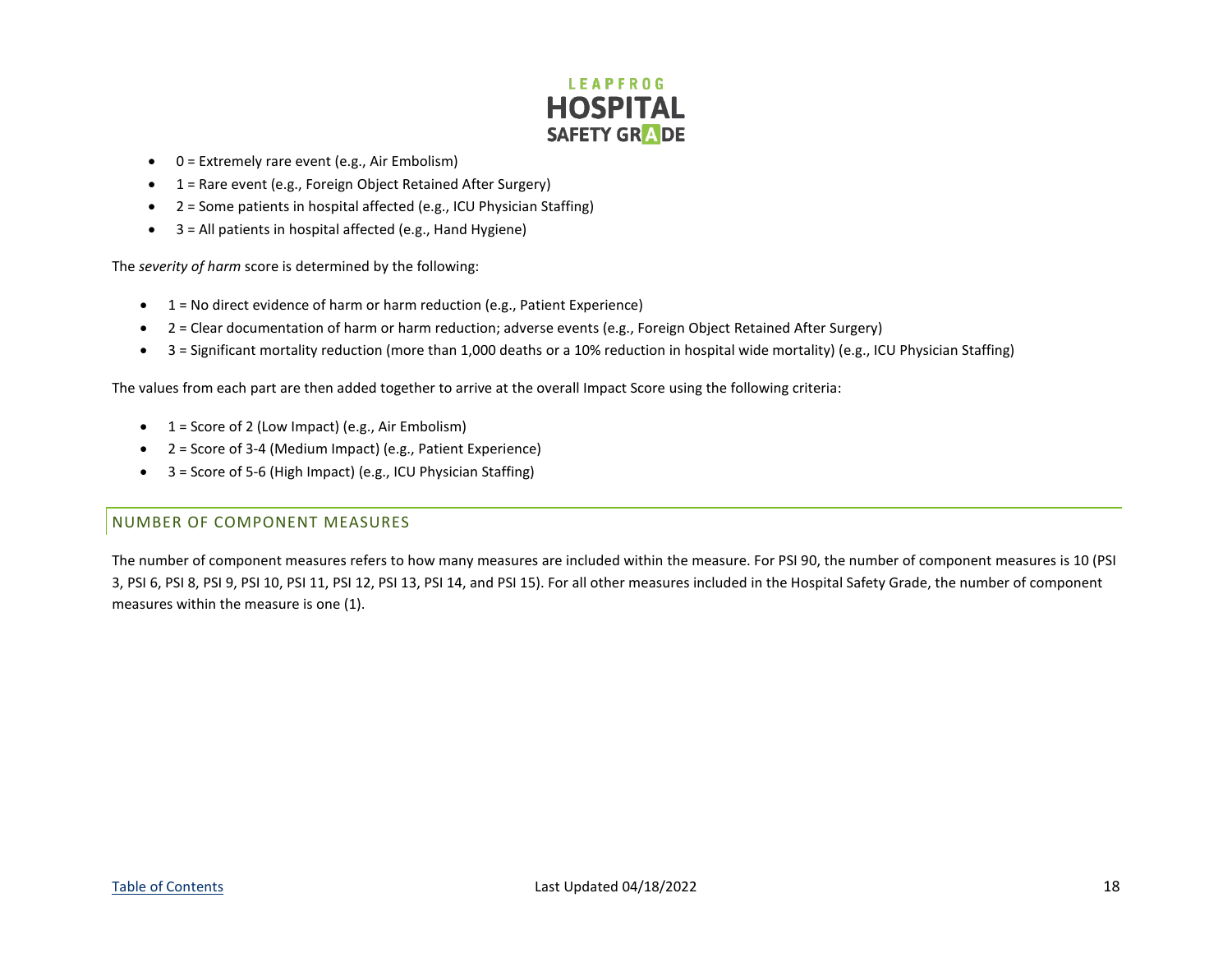- 0 = Extremely rare event (e.g., Air Embolism)
- 1 = Rare event (e.g., Foreign Object Retained After Surgery)
- 2 = Some patients in hospital affected (e.g., ICU Physician Staffing)
- 3 = All patients in hospital affected (e.g., Hand Hygiene)

The *severity of harm* score is determined by the following:

- 1 = No direct evidence of harm or harm reduction (e.g., Patient Experience)
- 2 = Clear documentation of harm or harm reduction; adverse events (e.g., Foreign Object Retained After Surgery)
- 3 = Significant mortality reduction (more than 1,000 deaths or a 10% reduction in hospital wide mortality) (e.g., ICU Physician Staffing)

The values from each part are then added together to arrive at the overall Impact Score using the following criteria:

- 1 = Score of 2 (Low Impact) (e.g., Air Embolism)
- 2 = Score of 3-4 (Medium Impact) (e.g., Patient Experience)
- 3 = Score of 5-6 (High Impact) (e.g., ICU Physician Staffing)

## NUMBER OF COMPONENT MEASURES

The number of component measures refers to how many measures are included within the measure. For PSI 90, the number of component measures is 10 (PSI 3, PSI 6, PSI 8, PSI 9, PSI 10, PSI 11, PSI 12, PSI 13, PSI 14, and PSI 15). For all other measures included in the Hospital Safety Grade, the number of component measures within the measure is one (1).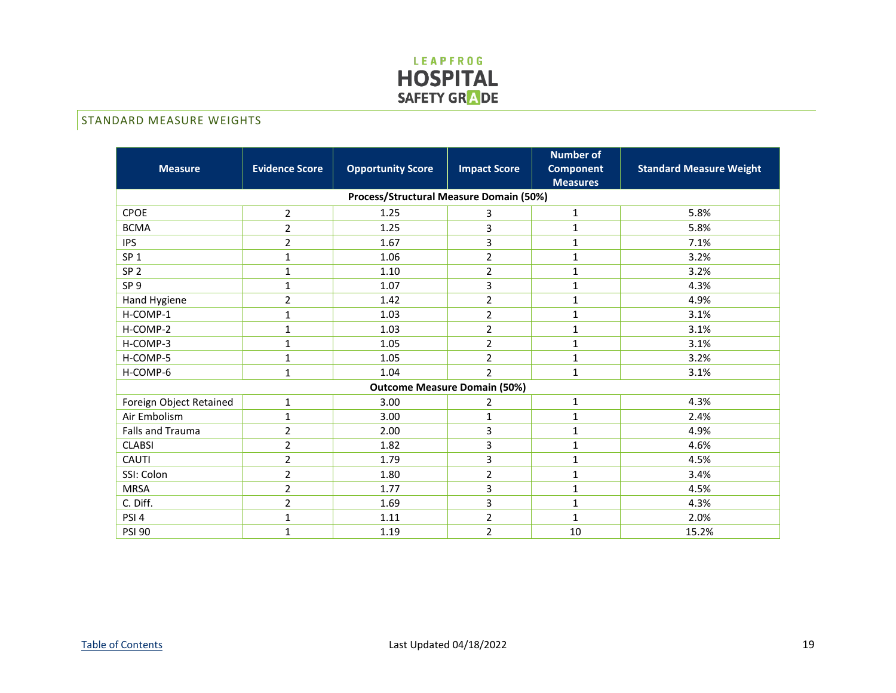## STANDARD MEASURE WEIGHTS

| Measure | Evidence Score | Opportunity Score | Impact Score | Number of Component Measures | Standard Measure Weight |
|---|---|---|---|---|---|
| **Process/Structural Measure Domain (50%)** | | | | | |
| CPOE | 2 | 1.25 | 3 | 1 | 5.8% |
| BCMA | 2 | 1.25 | 3 | 1 | 5.8% |
| IPS | 2 | 1.67 | 3 | 1 | 7.1% |
| SP 1 | 1 | 1.06 | 2 | 1 | 3.2% |
| SP 2 | 1 | 1.10 | 2 | 1 | 3.2% |
| SP 9 | 1 | 1.07 | 3 | 1 | 4.3% |
| Hand Hygiene | 2 | 1.42 | 2 | 1 | 4.9% |
| H-COMP-1 | 1 | 1.03 | 2 | 1 | 3.1% |
| H-COMP-2 | 1 | 1.03 | 2 | 1 | 3.1% |
| H-COMP-3 | 1 | 1.05 | 2 | 1 | 3.1% |
| H-COMP-5 | 1 | 1.05 | 2 | 1 | 3.2% |
| H-COMP-6 | 1 | 1.04 | 2 | 1 | 3.1% |
| **Outcome Measure Domain (50%)** | | | | | |
| Foreign Object Retained | 1 | 3.00 | 2 | 1 | 4.3% |
| Air Embolism | 1 | 3.00 | 1 | 1 | 2.4% |
| Falls and Trauma | 2 | 2.00 | 3 | 1 | 4.9% |
| CLABSI | 2 | 1.82 | 3 | 1 | 4.6% |
| CAUTI | 2 | 1.79 | 3 | 1 | 4.5% |
| SSI: Colon | 2 | 1.80 | 2 | 1 | 3.4% |
| MRSA | 2 | 1.77 | 3 | 1 | 4.5% |
| C. Diff. | 2 | 1.69 | 3 | 1 | 4.3% |
| PSI 4 | 1 | 1.11 | 2 | 1 | 2.0% |
| PSI 90 | 1 | 1.19 | 2 | 10 | 15.2% |

Table of Contents

Last Updated 04/18/2022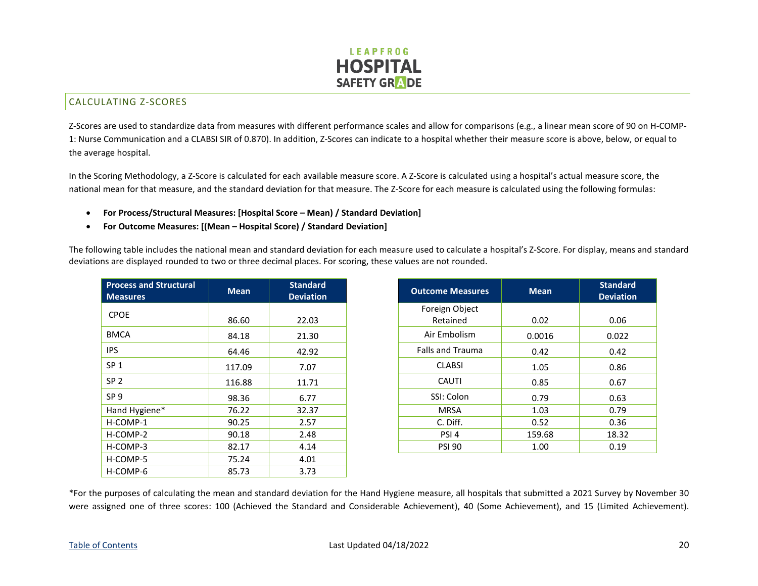## CALCULATING Z-SCORES

Z-Scores are used to standardize data from measures with different performance scales and allow for comparisons (e.g., a linear mean score of 90 on H-COMP-1: Nurse Communication and a CLABSI SIR of 0.870). In addition, Z-Scores can indicate to a hospital whether their measure score is above, below, or equal to the average hospital.

In the Scoring Methodology, a Z-Score is calculated for each available measure score. A Z-Score is calculated using a hospital's actual measure score, the national mean for that measure, and the standard deviation for that measure. The Z-Score for each measure is calculated using the following formulas:

- **For Process/Structural Measures: [Hospital Score – Mean) / Standard Deviation]**
- **For Outcome Measures: [(Mean – Hospital Score) / Standard Deviation]**

The following table includes the national mean and standard deviation for each measure used to calculate a hospital's Z-Score. For display, means and standard deviations are displayed rounded to two or three decimal places. For scoring, these values are not rounded.

| Process and Structural Measures | Mean | Standard Deviation |
|---|---|---|
| CPOE | 86.60 | 22.03 |
| BMCA | 84.18 | 21.30 |
| IPS | 64.46 | 42.92 |
| SP 1 | 117.09 | 7.07 |
| SP 2 | 116.88 | 11.71 |
| SP 9 | 98.36 | 6.77 |
| Hand Hygiene* | 76.22 | 32.37 |
| H-COMP-1 | 90.25 | 2.57 |
| H-COMP-2 | 90.18 | 2.48 |
| H-COMP-3 | 82.17 | 4.14 |
| H-COMP-5 | 75.24 | 4.01 |
| H-COMP-6 | 85.73 | 3.73 |

| Outcome Measures | Mean | Standard Deviation |
|---|---|---|
| Foreign Object Retained | 0.02 | 0.06 |
| Air Embolism | 0.0016 | 0.022 |
| Falls and Trauma | 0.42 | 0.42 |
| CLABSI | 1.05 | 0.86 |
| CAUTI | 0.85 | 0.67 |
| SSI: Colon | 0.79 | 0.63 |
| MRSA | 1.03 | 0.79 |
| C. Diff. | 0.52 | 0.36 |
| PSI 4 | 159.68 | 18.32 |
| PSI 90 | 1.00 | 0.19 |

*For the purposes of calculating the mean and standard deviation for the Hand Hygiene measure, all hospitals that submitted a 2021 Survey by November 30 were assigned one of three scores: 100 (Achieved the Standard and Considerable Achievement), 40 (Some Achievement), and 15 (Limited Achievement).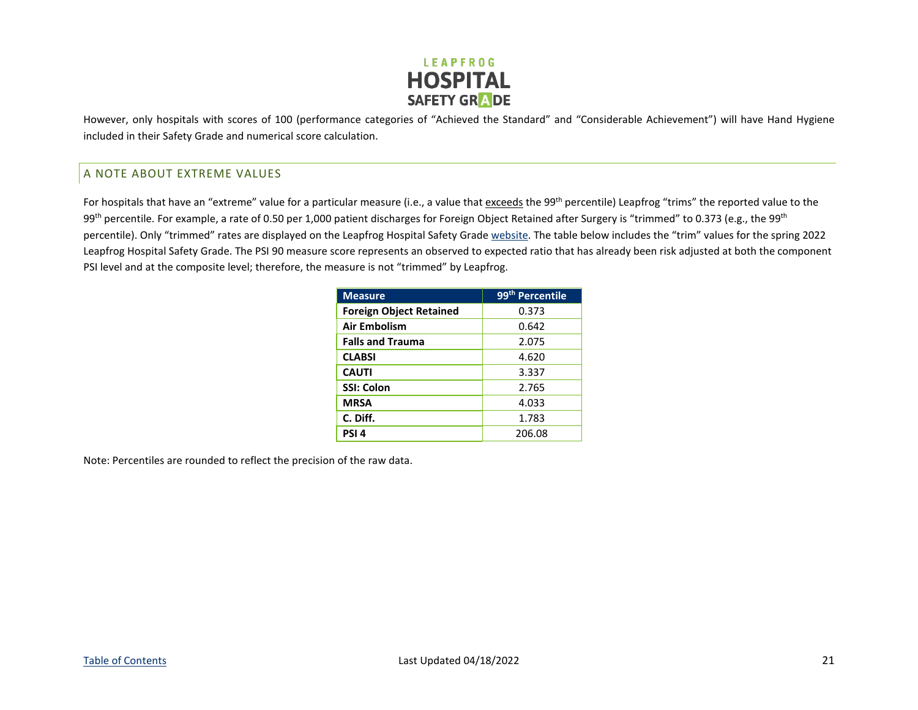However, only hospitals with scores of 100 (performance categories of "Achieved the Standard" and "Considerable Achievement") will have Hand Hygiene included in their Safety Grade and numerical score calculation.

## A NOTE ABOUT EXTREME VALUES

For hospitals that have an "extreme" value for a particular measure (i.e., a value that exceeds the 99th percentile) Leapfrog "trims" the reported value to the 99th percentile. For example, a rate of 0.50 per 1,000 patient discharges for Foreign Object Retained after Surgery is "trimmed" to 0.373 (e.g., the 99th percentile). Only "trimmed" rates are displayed on the Leapfrog Hospital Safety Grade website. The table below includes the "trim" values for the spring 2022 Leapfrog Hospital Safety Grade. The PSI 90 measure score represents an observed to expected ratio that has already been risk adjusted at both the component PSI level and at the composite level; therefore, the measure is not "trimmed" by Leapfrog.

| Measure | 99th Percentile |
|---|---|
| **Foreign Object Retained** | 0.373 |
| **Air Embolism** | 0.642 |
| **Falls and Trauma** | 2.075 |
| **CLABSI** | 4.620 |
| **CAUTI** | 3.337 |
| **SSI: Colon** | 2.765 |
| **MRSA** | 4.033 |
| **C. Diff.** | 1.783 |
| **PSI 4** | 206.08 |

Note: Percentiles are rounded to reflect the precision of the raw data.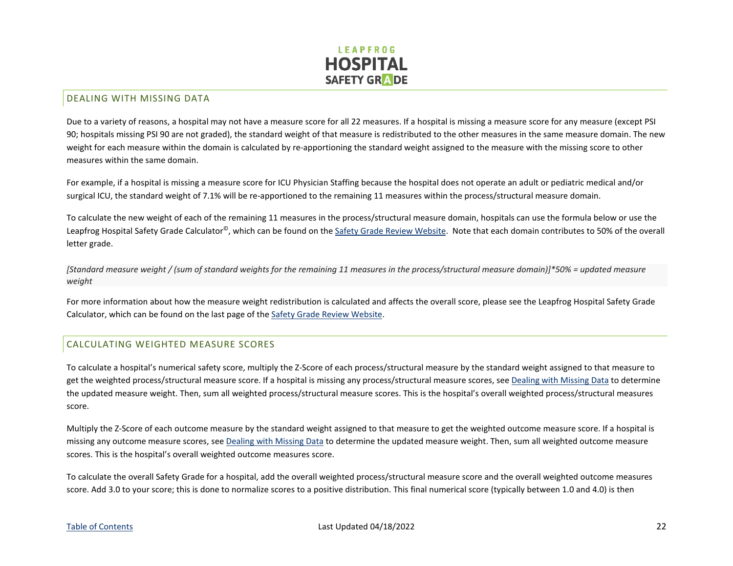## DEALING WITH MISSING DATA

Due to a variety of reasons, a hospital may not have a measure score for all 22 measures. If a hospital is missing a measure score for any measure (except PSI 90; hospitals missing PSI 90 are not graded), the standard weight of that measure is redistributed to the other measures in the same measure domain. The new weight for each measure within the domain is calculated by re-apportioning the standard weight assigned to the measure with the missing score to other measures within the same domain.

For example, if a hospital is missing a measure score for ICU Physician Staffing because the hospital does not operate an adult or pediatric medical and/or surgical ICU, the standard weight of 7.1% will be re-apportioned to the remaining 11 measures within the process/structural measure domain.

To calculate the new weight of each of the remaining 11 measures in the process/structural measure domain, hospitals can use the formula below or use the Leapfrog Hospital Safety Grade Calculator©, which can be found on the Safety Grade Review Website. Note that each domain contributes to 50% of the overall letter grade.

*[Standard measure weight / (sum of standard weights for the remaining 11 measures in the process/structural measure domain)]*50% = updated measure weight*

For more information about how the measure weight redistribution is calculated and affects the overall score, please see the Leapfrog Hospital Safety Grade Calculator, which can be found on the last page of the Safety Grade Review Website.

## CALCULATING WEIGHTED MEASURE SCORES

To calculate a hospital's numerical safety score, multiply the Z-Score of each process/structural measure by the standard weight assigned to that measure to get the weighted process/structural measure score. If a hospital is missing any process/structural measure scores, see Dealing with Missing Data to determine the updated measure weight. Then, sum all weighted process/structural measure scores. This is the hospital's overall weighted process/structural measures score.

Multiply the Z-Score of each outcome measure by the standard weight assigned to that measure to get the weighted outcome measure score. If a hospital is missing any outcome measure scores, see Dealing with Missing Data to determine the updated measure weight. Then, sum all weighted outcome measure scores. This is the hospital's overall weighted outcome measures score.

To calculate the overall Safety Grade for a hospital, add the overall weighted process/structural measure score and the overall weighted outcome measures score. Add 3.0 to your score; this is done to normalize scores to a positive distribution. This final numerical score (typically between 1.0 and 4.0) is then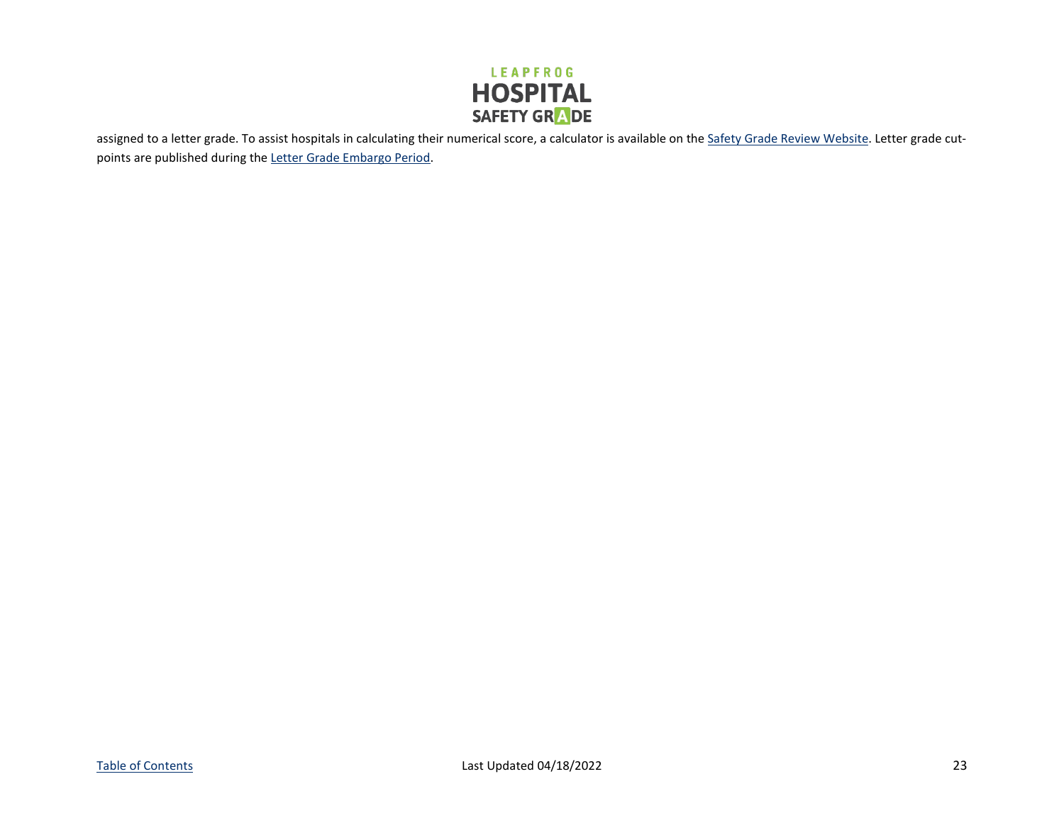assigned to a letter grade. To assist hospitals in calculating their numerical score, a calculator is available on the Safety Grade Review Website. Letter grade cut-points are published during the Letter Grade Embargo Period.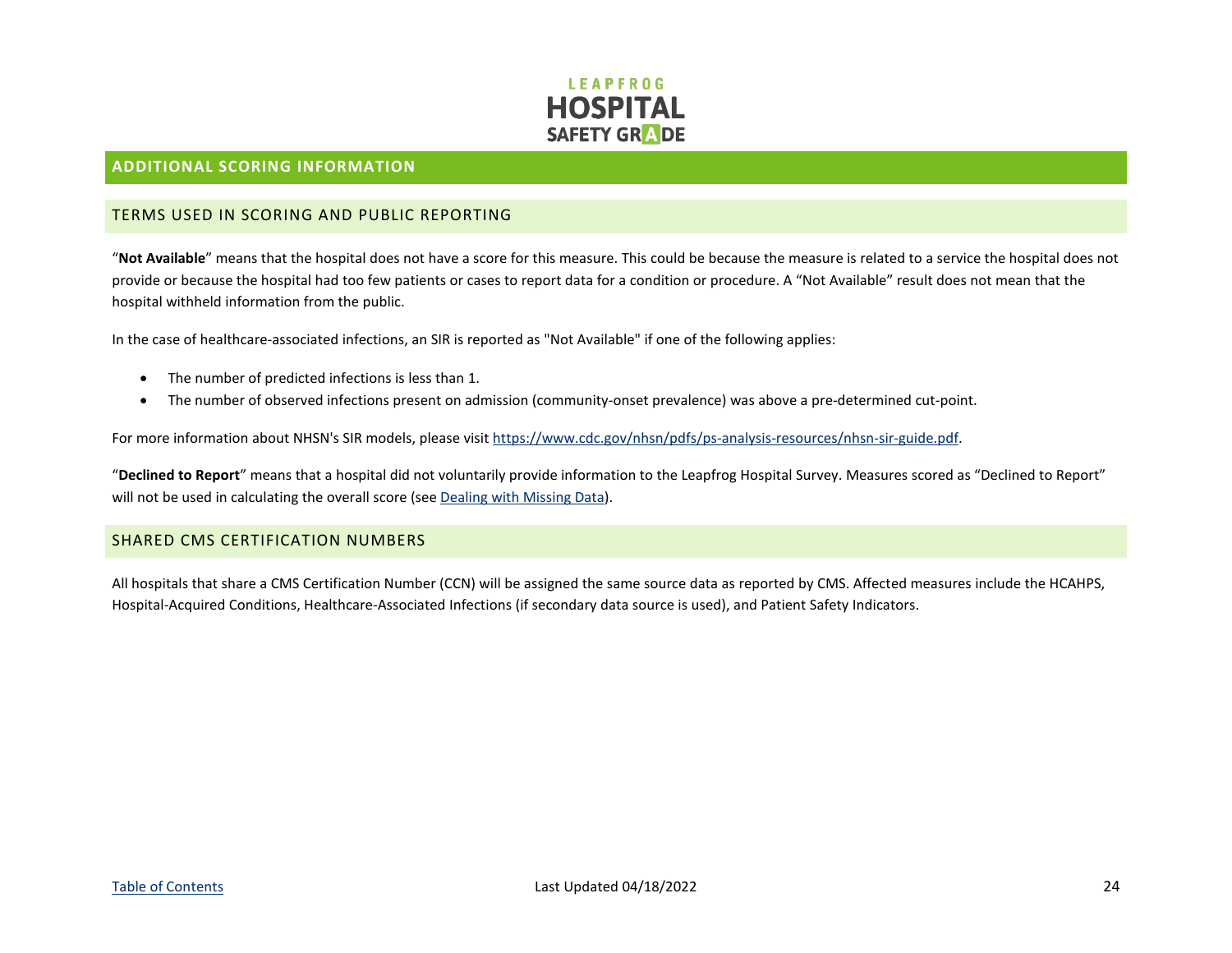## ADDITIONAL SCORING INFORMATION

### TERMS USED IN SCORING AND PUBLIC REPORTING

"**Not Available**" means that the hospital does not have a score for this measure. This could be because the measure is related to a service the hospital does not provide or because the hospital had too few patients or cases to report data for a condition or procedure. A "Not Available" result does not mean that the hospital withheld information from the public.

In the case of healthcare-associated infections, an SIR is reported as "Not Available" if one of the following applies:

- The number of predicted infections is less than 1.
- The number of observed infections present on admission (community-onset prevalence) was above a pre-determined cut-point.

For more information about NHSN's SIR models, please visit [https://www.cdc.gov/nhsn/pdfs/ps-analysis-resources/nhsn-sir-guide.pdf](https://www.cdc.gov/nhsn/pdfs/ps-analysis-resources/nhsn-sir-guide.pdf).

"**Declined to Report**" means that a hospital did not voluntarily provide information to the Leapfrog Hospital Survey. Measures scored as "Declined to Report" will not be used in calculating the overall score (see Dealing with Missing Data).

### SHARED CMS CERTIFICATION NUMBERS

All hospitals that share a CMS Certification Number (CCN) will be assigned the same source data as reported by CMS. Affected measures include the HCAHPS, Hospital-Acquired Conditions, Healthcare-Associated Infections (if secondary data source is used), and Patient Safety Indicators.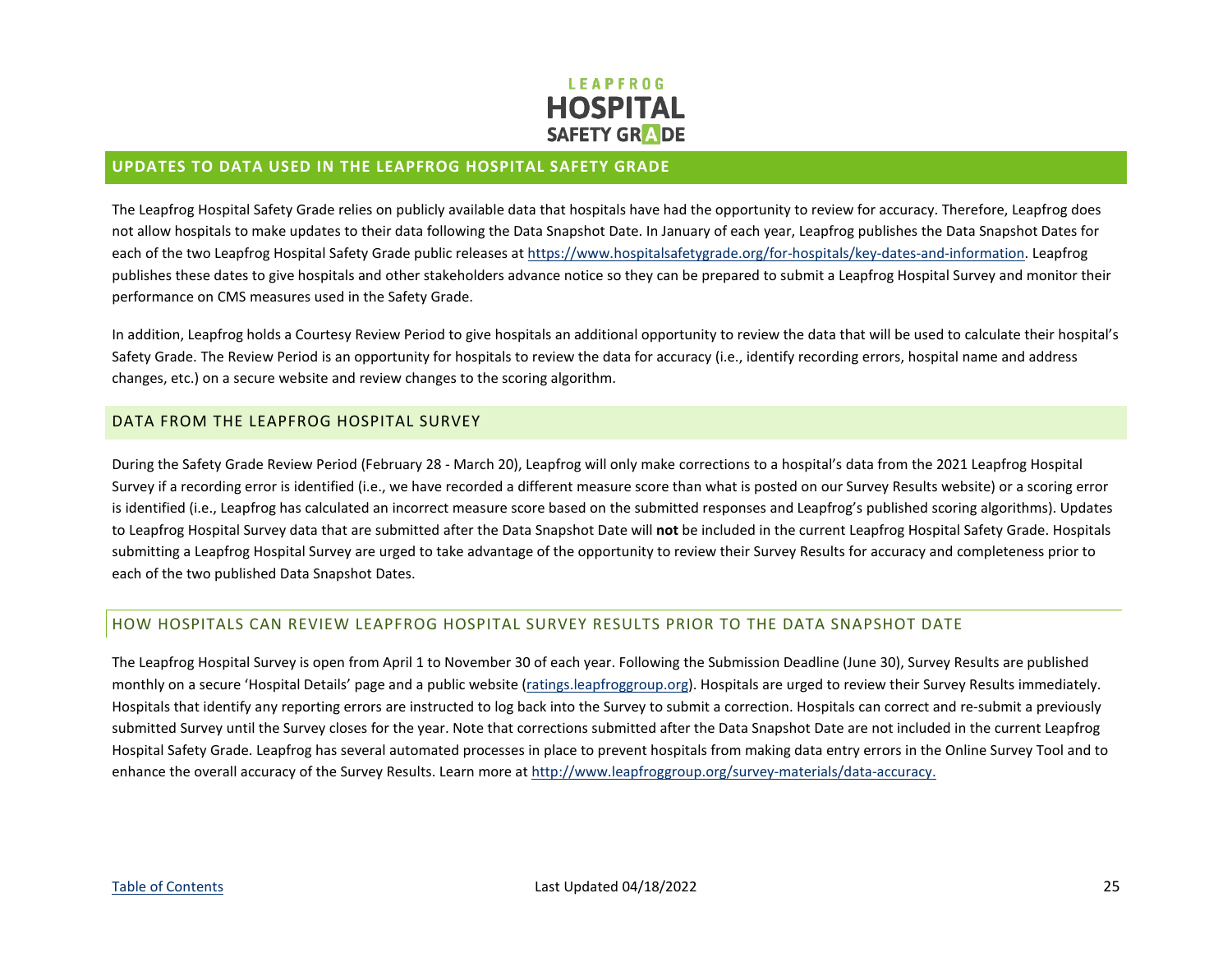## UPDATES TO DATA USED IN THE LEAPFROG HOSPITAL SAFETY GRADE

The Leapfrog Hospital Safety Grade relies on publicly available data that hospitals have had the opportunity to review for accuracy. Therefore, Leapfrog does not allow hospitals to make updates to their data following the Data Snapshot Date. In January of each year, Leapfrog publishes the Data Snapshot Dates for each of the two Leapfrog Hospital Safety Grade public releases at [https://www.hospitalsafetygrade.org/for-hospitals/key-dates-and-information](https://www.hospitalsafetygrade.org/for-hospitals/key-dates-and-information). Leapfrog publishes these dates to give hospitals and other stakeholders advance notice so they can be prepared to submit a Leapfrog Hospital Survey and monitor their performance on CMS measures used in the Safety Grade.

In addition, Leapfrog holds a Courtesy Review Period to give hospitals an additional opportunity to review the data that will be used to calculate their hospital's Safety Grade. The Review Period is an opportunity for hospitals to review the data for accuracy (i.e., identify recording errors, hospital name and address changes, etc.) on a secure website and review changes to the scoring algorithm.

### DATA FROM THE LEAPFROG HOSPITAL SURVEY

During the Safety Grade Review Period (February 28 - March 20), Leapfrog will only make corrections to a hospital's data from the 2021 Leapfrog Hospital Survey if a recording error is identified (i.e., we have recorded a different measure score than what is posted on our Survey Results website) or a scoring error is identified (i.e., Leapfrog has calculated an incorrect measure score based on the submitted responses and Leapfrog's published scoring algorithms). Updates to Leapfrog Hospital Survey data that are submitted after the Data Snapshot Date will **not** be included in the current Leapfrog Hospital Safety Grade. Hospitals submitting a Leapfrog Hospital Survey are urged to take advantage of the opportunity to review their Survey Results for accuracy and completeness prior to each of the two published Data Snapshot Dates.

### HOW HOSPITALS CAN REVIEW LEAPFROG HOSPITAL SURVEY RESULTS PRIOR TO THE DATA SNAPSHOT DATE

The Leapfrog Hospital Survey is open from April 1 to November 30 of each year. Following the Submission Deadline (June 30), Survey Results are published monthly on a secure 'Hospital Details' page and a public website ([ratings.leapfroggroup.org](ratings.leapfroggroup.org)). Hospitals are urged to review their Survey Results immediately. Hospitals that identify any reporting errors are instructed to log back into the Survey to submit a correction. Hospitals can correct and re-submit a previously submitted Survey until the Survey closes for the year. Note that corrections submitted after the Data Snapshot Date are not included in the current Leapfrog Hospital Safety Grade. Leapfrog has several automated processes in place to prevent hospitals from making data entry errors in the Online Survey Tool and to enhance the overall accuracy of the Survey Results. Learn more at [http://www.leapfroggroup.org/survey-materials/data-accuracy.](http://www.leapfroggroup.org/survey-materials/data-accuracy)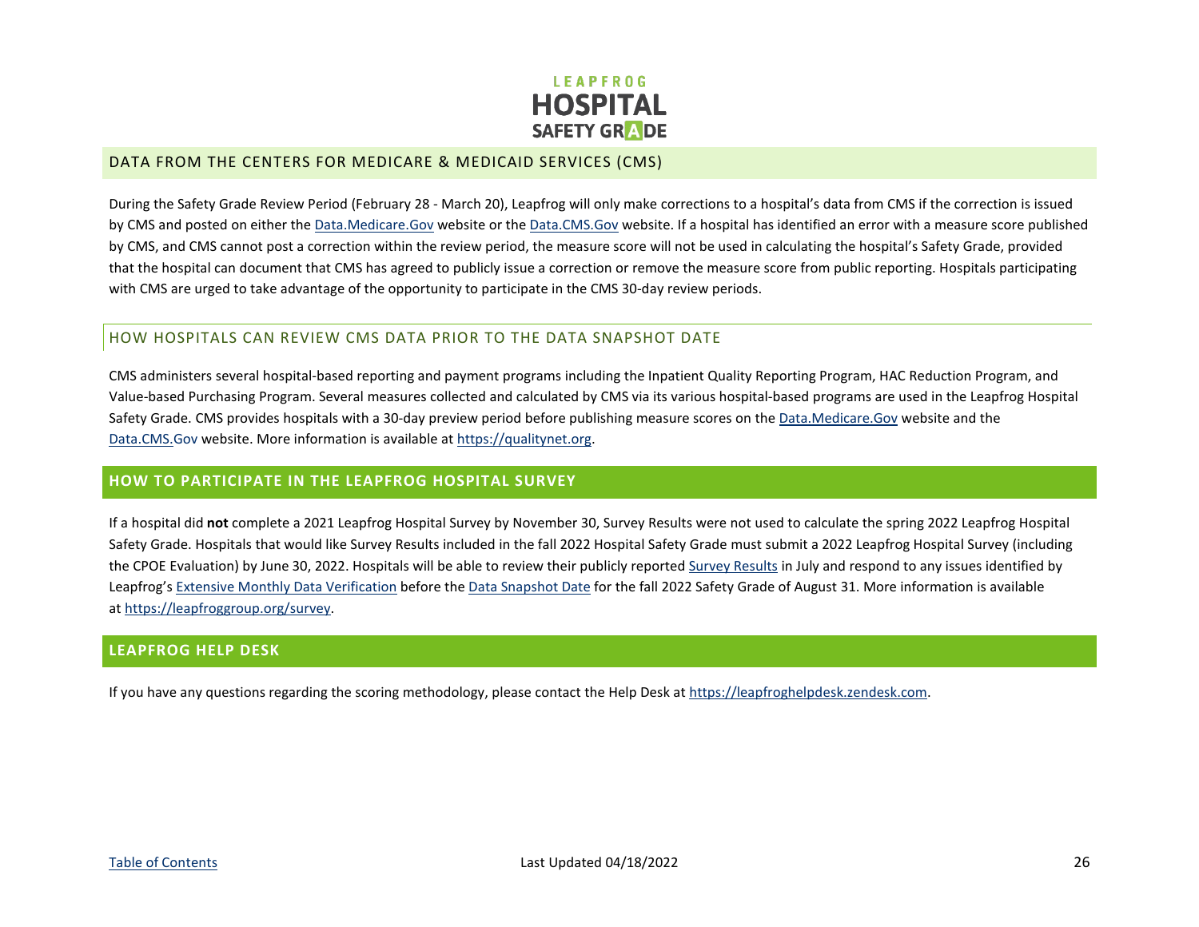## DATA FROM THE CENTERS FOR MEDICARE & MEDICAID SERVICES (CMS)

During the Safety Grade Review Period (February 28 - March 20), Leapfrog will only make corrections to a hospital's data from CMS if the correction is issued by CMS and posted on either the Data.Medicare.Gov website or the Data.CMS.Gov website. If a hospital has identified an error with a measure score published by CMS, and CMS cannot post a correction within the review period, the measure score will not be used in calculating the hospital's Safety Grade, provided that the hospital can document that CMS has agreed to publicly issue a correction or remove the measure score from public reporting. Hospitals participating with CMS are urged to take advantage of the opportunity to participate in the CMS 30-day review periods.

### HOW HOSPITALS CAN REVIEW CMS DATA PRIOR TO THE DATA SNAPSHOT DATE

CMS administers several hospital-based reporting and payment programs including the Inpatient Quality Reporting Program, HAC Reduction Program, and Value-based Purchasing Program. Several measures collected and calculated by CMS via its various hospital-based programs are used in the Leapfrog Hospital Safety Grade. CMS provides hospitals with a 30-day preview period before publishing measure scores on the Data.Medicare.Gov website and the Data.CMS.Gov website. More information is available at https://qualitynet.org.

## HOW TO PARTICIPATE IN THE LEAPFROG HOSPITAL SURVEY

If a hospital did **not** complete a 2021 Leapfrog Hospital Survey by November 30, Survey Results were not used to calculate the spring 2022 Leapfrog Hospital Safety Grade. Hospitals that would like Survey Results included in the fall 2022 Hospital Safety Grade must submit a 2022 Leapfrog Hospital Survey (including the CPOE Evaluation) by June 30, 2022. Hospitals will be able to review their publicly reported Survey Results in July and respond to any issues identified by Leapfrog's Extensive Monthly Data Verification before the Data Snapshot Date for the fall 2022 Safety Grade of August 31. More information is available at https://leapfroggroup.org/survey.

## LEAPFROG HELP DESK

If you have any questions regarding the scoring methodology, please contact the Help Desk at https://leapfroghelpdesk.zendesk.com.